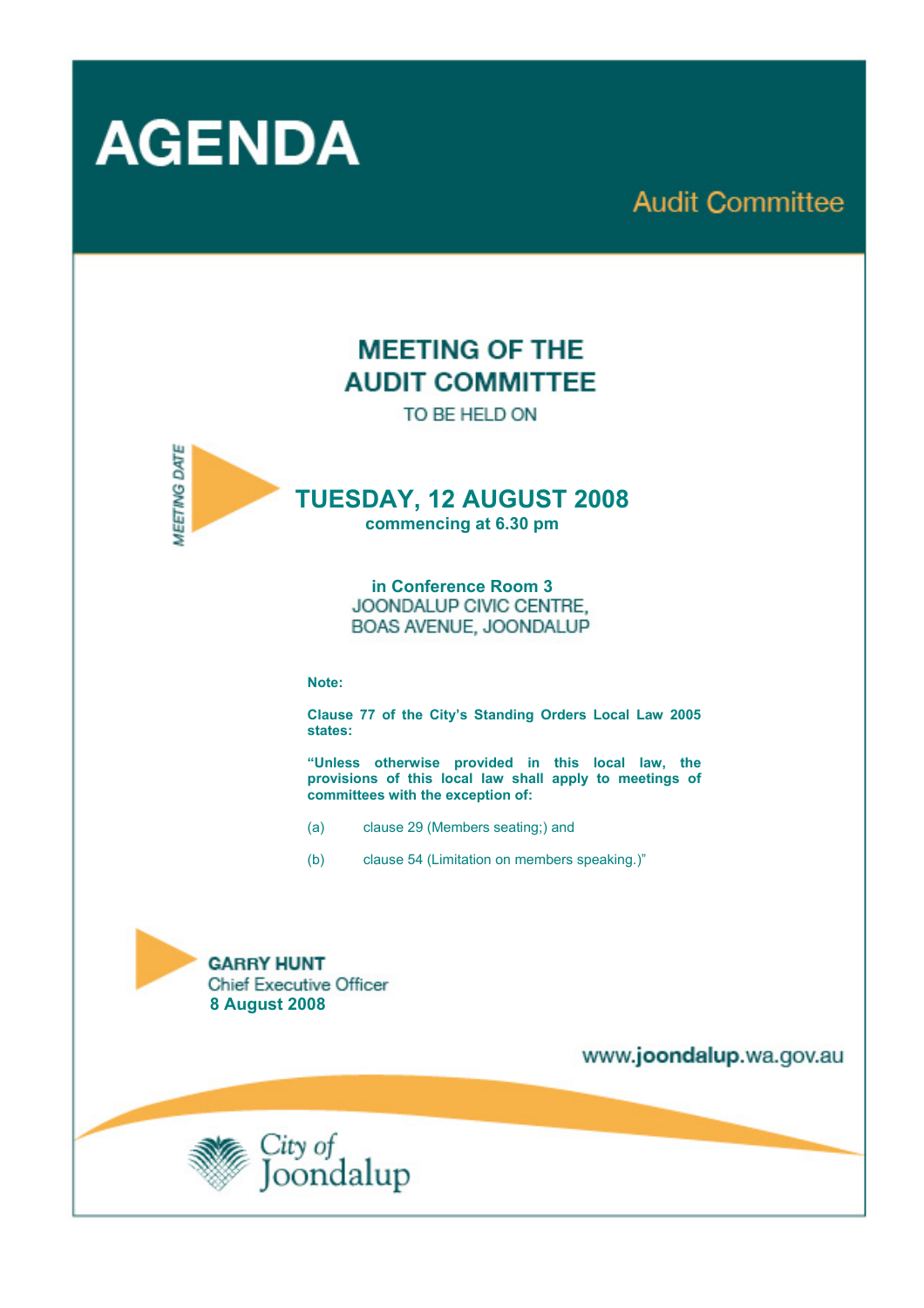# AGENDA

## Audit Committee

## MEETING OF THE AUDIT COMMITTEE

TO BE HELD ON

MEETING DATE

## TUESDAY, 12 AUGUST 2008

**commencing at 6.30 pm**

**in Conference Room 3**
JOONDALUP CIVIC CENTRE,
BOAS AVENUE, JOONDALUP

**Note:**

**Clause 77 of the City's Standing Orders Local Law 2005 states:**

**"Unless otherwise provided in this local law, the provisions of this local law shall apply to meetings of committees with the exception of:**

(a) clause 29 (Members seating;) and

(b) clause 54 (Limitation on members speaking.)"

**GARRY HUNT**
Chief Executive Officer
**8 August 2008**

www.joondalup.wa.gov.au

City of Joondalup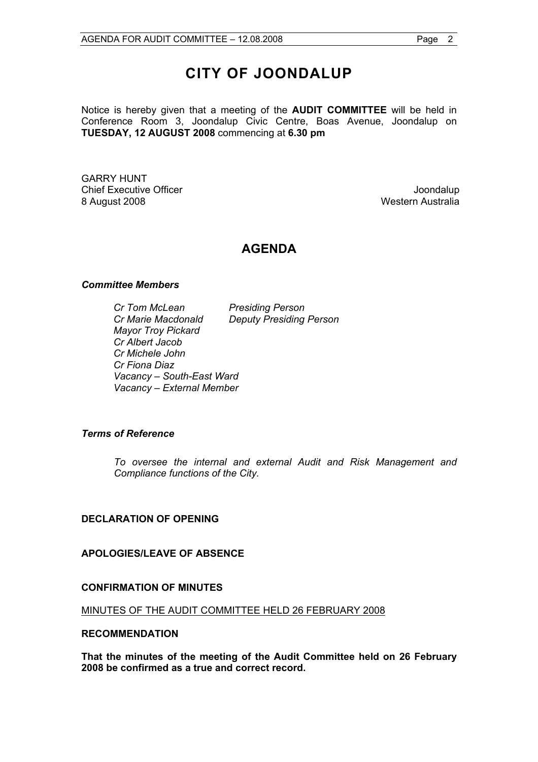# CITY OF JOONDALUP

Notice is hereby given that a meeting of the **AUDIT COMMITTEE** will be held in Conference Room 3, Joondalup Civic Centre, Boas Avenue, Joondalup on **TUESDAY, 12 AUGUST 2008** commencing at **6.30 pm**

GARRY HUNT
Chief Executive Officer
8 August 2008

Joondalup
Western Australia

## AGENDA

***Committee Members***

| | |
|---|---|
| *Cr Tom McLean* | *Presiding Person* |
| *Cr Marie Macdonald* | *Deputy Presiding Person* |
| *Mayor Troy Pickard* | |
| *Cr Albert Jacob* | |
| *Cr Michele John* | |
| *Cr Fiona Diaz* | |
| *Vacancy – South-East Ward* | |
| *Vacancy – External Member* | |

***Terms of Reference***

*To oversee the internal and external Audit and Risk Management and Compliance functions of the City.*

**DECLARATION OF OPENING**

**APOLOGIES/LEAVE OF ABSENCE**

**CONFIRMATION OF MINUTES**

<u>MINUTES OF THE AUDIT COMMITTEE HELD 26 FEBRUARY 2008</u>

**RECOMMENDATION**

**That the minutes of the meeting of the Audit Committee held on 26 February 2008 be confirmed as a true and correct record.**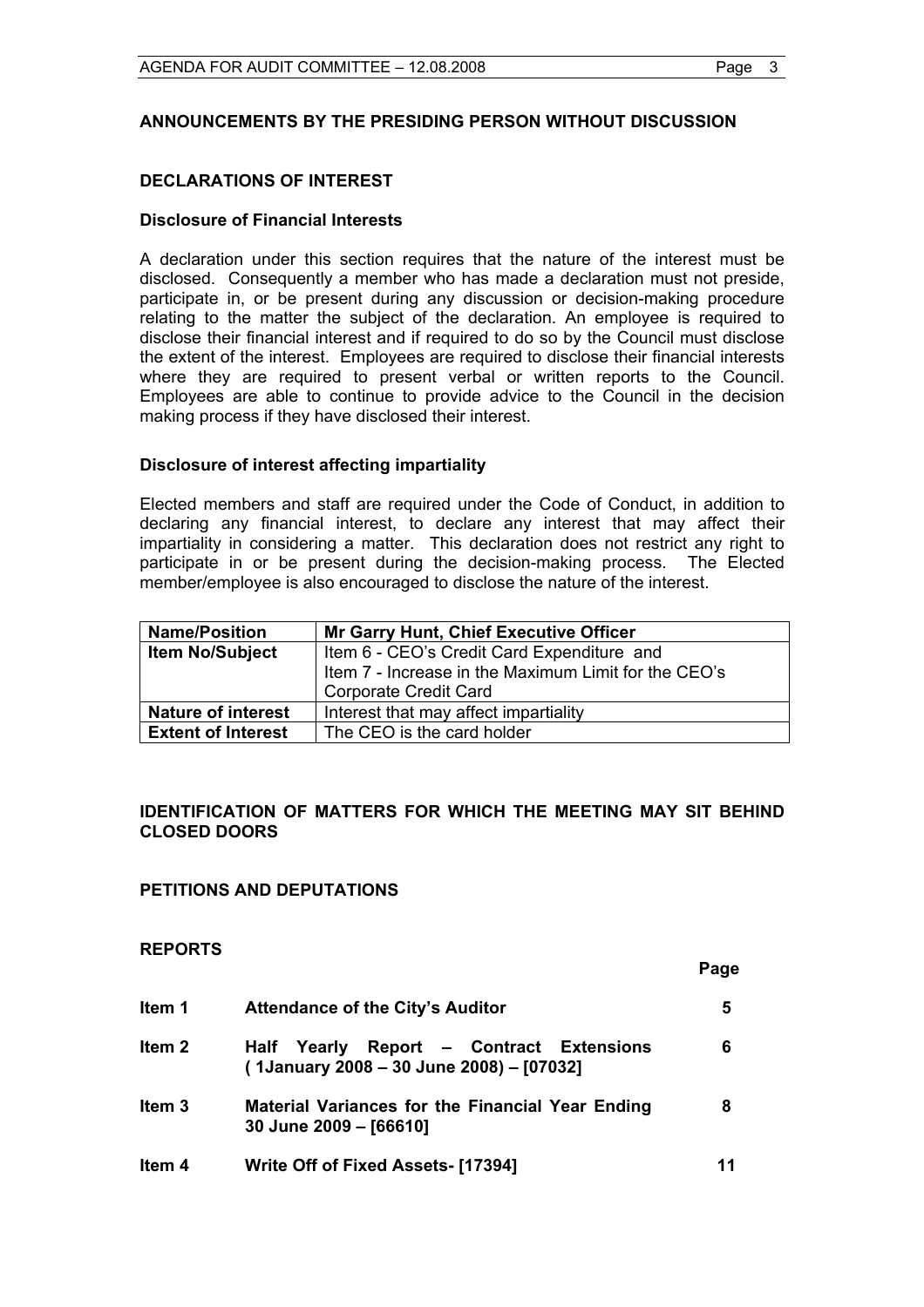## ANNOUNCEMENTS BY THE PRESIDING PERSON WITHOUT DISCUSSION

## DECLARATIONS OF INTEREST

### Disclosure of Financial Interests

A declaration under this section requires that the nature of the interest must be disclosed. Consequently a member who has made a declaration must not preside, participate in, or be present during any discussion or decision-making procedure relating to the matter the subject of the declaration. An employee is required to disclose their financial interest and if required to do so by the Council must disclose the extent of the interest. Employees are required to disclose their financial interests where they are required to present verbal or written reports to the Council. Employees are able to continue to provide advice to the Council in the decision making process if they have disclosed their interest.

### Disclosure of interest affecting impartiality

Elected members and staff are required under the Code of Conduct, in addition to declaring any financial interest, to declare any interest that may affect their impartiality in considering a matter. This declaration does not restrict any right to participate in or be present during the decision-making process. The Elected member/employee is also encouraged to disclose the nature of the interest.

| **Name/Position** | **Mr Garry Hunt, Chief Executive Officer** |
|---|---|
| **Item No/Subject** | Item 6 - CEO's Credit Card Expenditure and Item 7 - Increase in the Maximum Limit for the CEO's Corporate Credit Card |
| **Nature of interest** | Interest that may affect impartiality |
| **Extent of Interest** | The CEO is the card holder |

## IDENTIFICATION OF MATTERS FOR WHICH THE MEETING MAY SIT BEHIND CLOSED DOORS

## PETITIONS AND DEPUTATIONS

## REPORTS

| | | Page |
|---|---|---|
| **Item 1** | **Attendance of the City's Auditor** | **5** |
| **Item 2** | **Half Yearly Report – Contract Extensions (1January 2008 – 30 June 2008) – [07032]** | **6** |
| **Item 3** | **Material Variances for the Financial Year Ending 30 June 2009 – [66610]** | **8** |
| **Item 4** | **Write Off of Fixed Assets- [17394]** | **11** |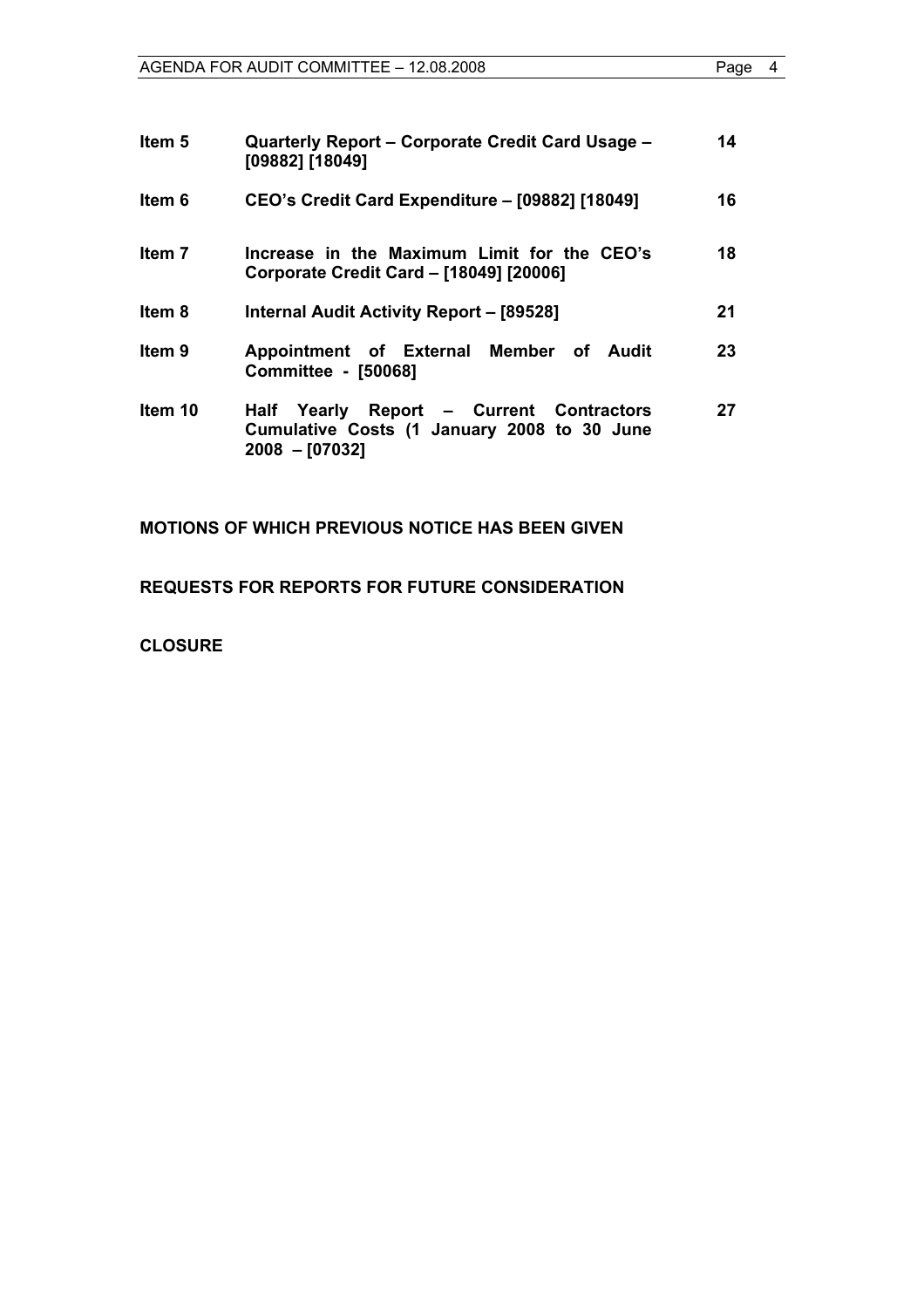| | | |
|---|---|---|
| **Item 5** | **Quarterly Report – Corporate Credit Card Usage – [09882] [18049]** | **14** |
| **Item 6** | **CEO's Credit Card Expenditure – [09882] [18049]** | **16** |
| **Item 7** | **Increase in the Maximum Limit for the CEO's Corporate Credit Card – [18049] [20006]** | **18** |
| **Item 8** | **Internal Audit Activity Report – [89528]** | **21** |
| **Item 9** | **Appointment of External Member of Audit Committee - [50068]** | **23** |
| **Item 10** | **Half Yearly Report – Current Contractors Cumulative Costs (1 January 2008 to 30 June 2008 – [07032]** | **27** |

**MOTIONS OF WHICH PREVIOUS NOTICE HAS BEEN GIVEN**

**REQUESTS FOR REPORTS FOR FUTURE CONSIDERATION**

**CLOSURE**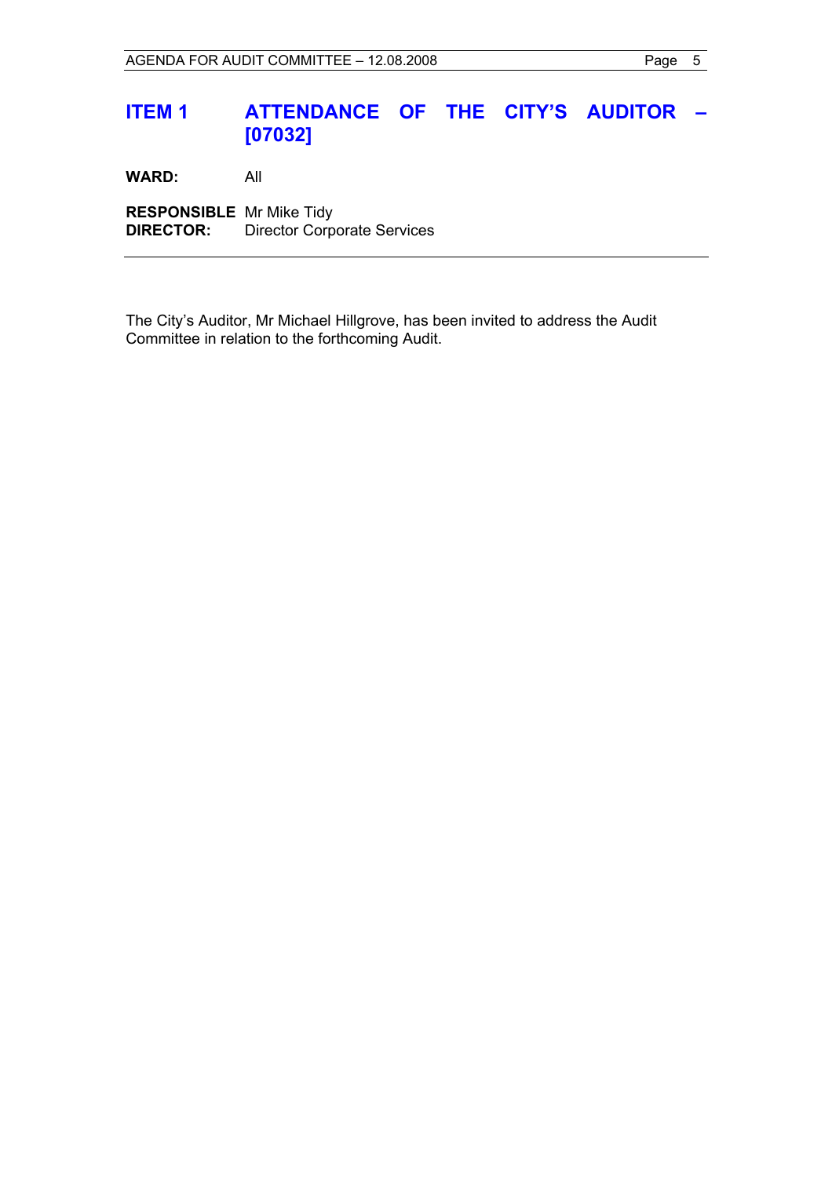## ITEM 1 ATTENDANCE OF THE CITY'S AUDITOR – [07032]

**WARD:** All

**RESPONSIBLE DIRECTOR:** Mr Mike Tidy
Director Corporate Services

---

The City's Auditor, Mr Michael Hillgrove, has been invited to address the Audit Committee in relation to the forthcoming Audit.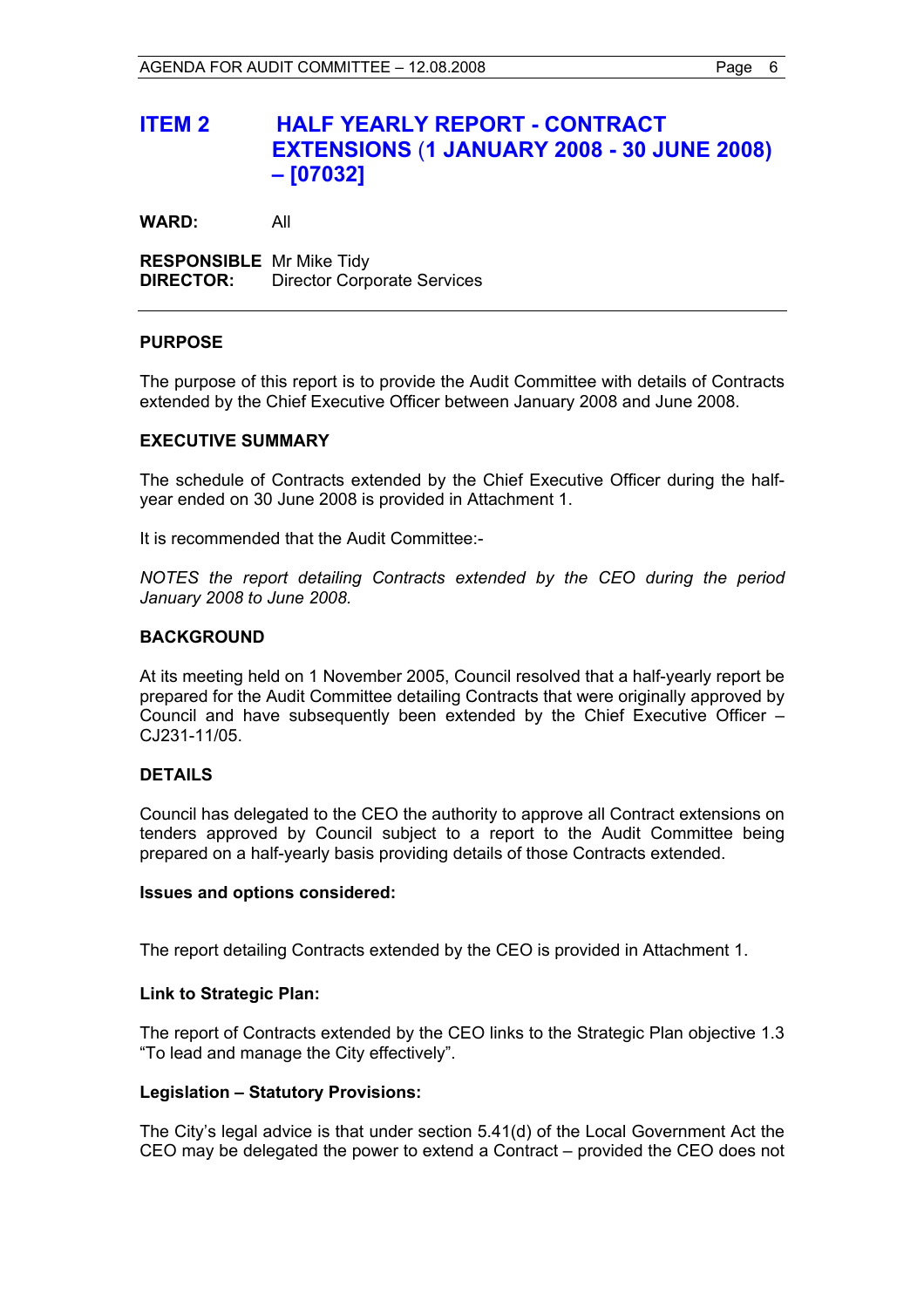# ITEM 2 HALF YEARLY REPORT - CONTRACT EXTENSIONS (1 JANUARY 2008 - 30 JUNE 2008) – [07032]

**WARD:** All

**RESPONSIBLE DIRECTOR:** Mr Mike Tidy
Director Corporate Services

---

## PURPOSE

The purpose of this report is to provide the Audit Committee with details of Contracts extended by the Chief Executive Officer between January 2008 and June 2008.

## EXECUTIVE SUMMARY

The schedule of Contracts extended by the Chief Executive Officer during the half-year ended on 30 June 2008 is provided in Attachment 1.

It is recommended that the Audit Committee:-

*NOTES the report detailing Contracts extended by the CEO during the period January 2008 to June 2008.*

## BACKGROUND

At its meeting held on 1 November 2005, Council resolved that a half-yearly report be prepared for the Audit Committee detailing Contracts that were originally approved by Council and have subsequently been extended by the Chief Executive Officer – CJ231-11/05.

## DETAILS

Council has delegated to the CEO the authority to approve all Contract extensions on tenders approved by Council subject to a report to the Audit Committee being prepared on a half-yearly basis providing details of those Contracts extended.

### Issues and options considered:

The report detailing Contracts extended by the CEO is provided in Attachment 1.

### Link to Strategic Plan:

The report of Contracts extended by the CEO links to the Strategic Plan objective 1.3 "To lead and manage the City effectively".

### Legislation – Statutory Provisions:

The City's legal advice is that under section 5.41(d) of the Local Government Act the CEO may be delegated the power to extend a Contract – provided the CEO does not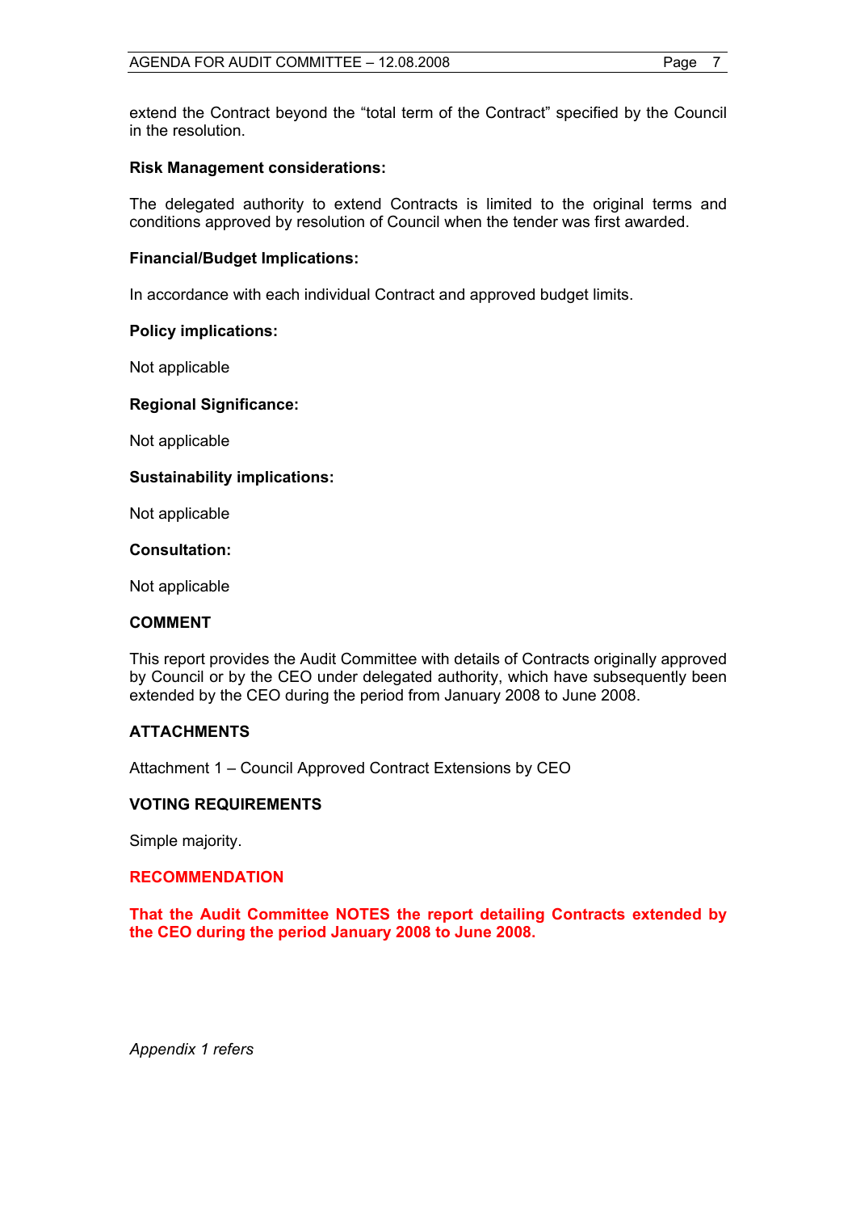extend the Contract beyond the "total term of the Contract" specified by the Council in the resolution.

**Risk Management considerations:**

The delegated authority to extend Contracts is limited to the original terms and conditions approved by resolution of Council when the tender was first awarded.

**Financial/Budget Implications:**

In accordance with each individual Contract and approved budget limits.

**Policy implications:**

Not applicable

**Regional Significance:**

Not applicable

**Sustainability implications:**

Not applicable

**Consultation:**

Not applicable

## COMMENT

This report provides the Audit Committee with details of Contracts originally approved by Council or by the CEO under delegated authority, which have subsequently been extended by the CEO during the period from January 2008 to June 2008.

## ATTACHMENTS

Attachment 1 – Council Approved Contract Extensions by CEO

## VOTING REQUIREMENTS

Simple majority.

## RECOMMENDATION

**That the Audit Committee NOTES the report detailing Contracts extended by the CEO during the period January 2008 to June 2008.**

*Appendix 1 refers*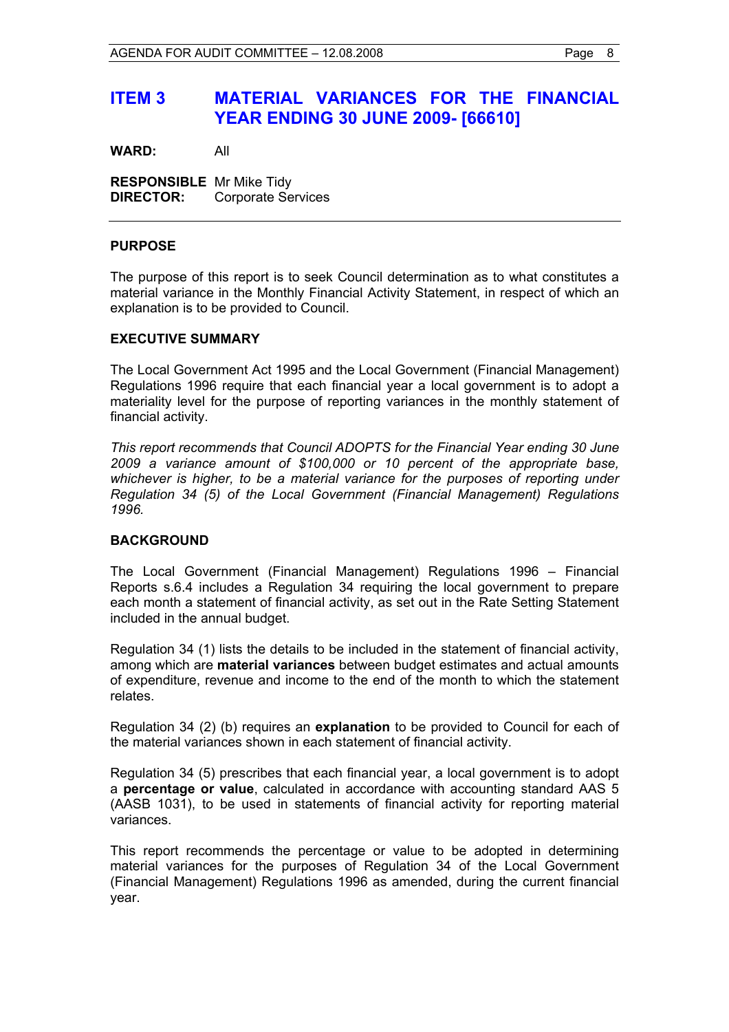## ITEM 3 MATERIAL VARIANCES FOR THE FINANCIAL YEAR ENDING 30 JUNE 2009- [66610]

**WARD:** All

**RESPONSIBLE DIRECTOR:** Mr Mike Tidy
Corporate Services

---

**PURPOSE**

The purpose of this report is to seek Council determination as to what constitutes a material variance in the Monthly Financial Activity Statement, in respect of which an explanation is to be provided to Council.

**EXECUTIVE SUMMARY**

The Local Government Act 1995 and the Local Government (Financial Management) Regulations 1996 require that each financial year a local government is to adopt a materiality level for the purpose of reporting variances in the monthly statement of financial activity.

*This report recommends that Council ADOPTS for the Financial Year ending 30 June 2009 a variance amount of $100,000 or 10 percent of the appropriate base, whichever is higher, to be a material variance for the purposes of reporting under Regulation 34 (5) of the Local Government (Financial Management) Regulations 1996.*

**BACKGROUND**

The Local Government (Financial Management) Regulations 1996 – Financial Reports s.6.4 includes a Regulation 34 requiring the local government to prepare each month a statement of financial activity, as set out in the Rate Setting Statement included in the annual budget.

Regulation 34 (1) lists the details to be included in the statement of financial activity, among which are **material variances** between budget estimates and actual amounts of expenditure, revenue and income to the end of the month to which the statement relates.

Regulation 34 (2) (b) requires an **explanation** to be provided to Council for each of the material variances shown in each statement of financial activity.

Regulation 34 (5) prescribes that each financial year, a local government is to adopt a **percentage or value**, calculated in accordance with accounting standard AAS 5 (AASB 1031), to be used in statements of financial activity for reporting material variances.

This report recommends the percentage or value to be adopted in determining material variances for the purposes of Regulation 34 of the Local Government (Financial Management) Regulations 1996 as amended, during the current financial year.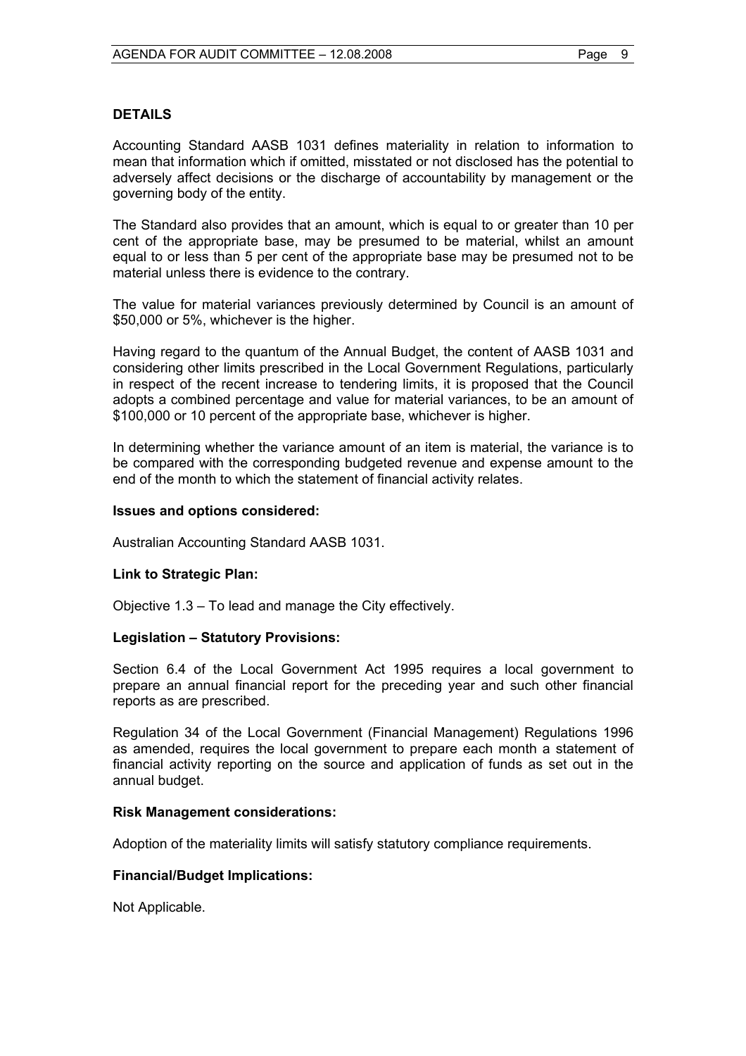## DETAILS

Accounting Standard AASB 1031 defines materiality in relation to information to mean that information which if omitted, misstated or not disclosed has the potential to adversely affect decisions or the discharge of accountability by management or the governing body of the entity.

The Standard also provides that an amount, which is equal to or greater than 10 per cent of the appropriate base, may be presumed to be material, whilst an amount equal to or less than 5 per cent of the appropriate base may be presumed not to be material unless there is evidence to the contrary.

The value for material variances previously determined by Council is an amount of $50,000 or 5%, whichever is the higher.

Having regard to the quantum of the Annual Budget, the content of AASB 1031 and considering other limits prescribed in the Local Government Regulations, particularly in respect of the recent increase to tendering limits, it is proposed that the Council adopts a combined percentage and value for material variances, to be an amount of $100,000 or 10 percent of the appropriate base, whichever is higher.

In determining whether the variance amount of an item is material, the variance is to be compared with the corresponding budgeted revenue and expense amount to the end of the month to which the statement of financial activity relates.

**Issues and options considered:**

Australian Accounting Standard AASB 1031.

**Link to Strategic Plan:**

Objective 1.3 – To lead and manage the City effectively.

**Legislation – Statutory Provisions:**

Section 6.4 of the Local Government Act 1995 requires a local government to prepare an annual financial report for the preceding year and such other financial reports as are prescribed.

Regulation 34 of the Local Government (Financial Management) Regulations 1996 as amended, requires the local government to prepare each month a statement of financial activity reporting on the source and application of funds as set out in the annual budget.

**Risk Management considerations:**

Adoption of the materiality limits will satisfy statutory compliance requirements.

**Financial/Budget Implications:**

Not Applicable.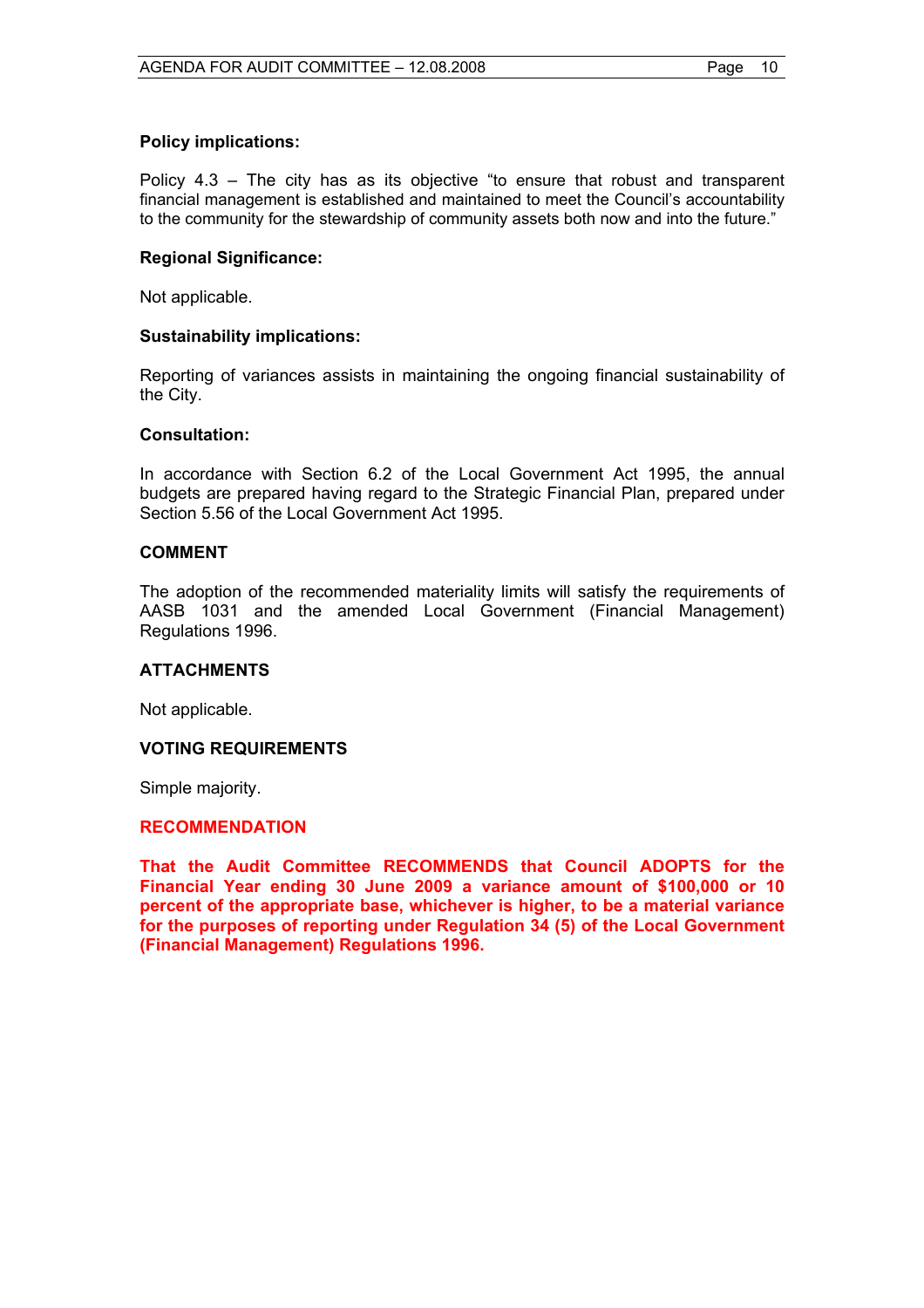**Policy implications:**

Policy 4.3 – The city has as its objective "to ensure that robust and transparent financial management is established and maintained to meet the Council's accountability to the community for the stewardship of community assets both now and into the future."

**Regional Significance:**

Not applicable.

**Sustainability implications:**

Reporting of variances assists in maintaining the ongoing financial sustainability of the City.

**Consultation:**

In accordance with Section 6.2 of the Local Government Act 1995, the annual budgets are prepared having regard to the Strategic Financial Plan, prepared under Section 5.56 of the Local Government Act 1995.

## COMMENT

The adoption of the recommended materiality limits will satisfy the requirements of AASB 1031 and the amended Local Government (Financial Management) Regulations 1996.

## ATTACHMENTS

Not applicable.

## VOTING REQUIREMENTS

Simple majority.

## RECOMMENDATION

**That the Audit Committee RECOMMENDS that Council ADOPTS for the Financial Year ending 30 June 2009 a variance amount of $100,000 or 10 percent of the appropriate base, whichever is higher, to be a material variance for the purposes of reporting under Regulation 34 (5) of the Local Government (Financial Management) Regulations 1996.**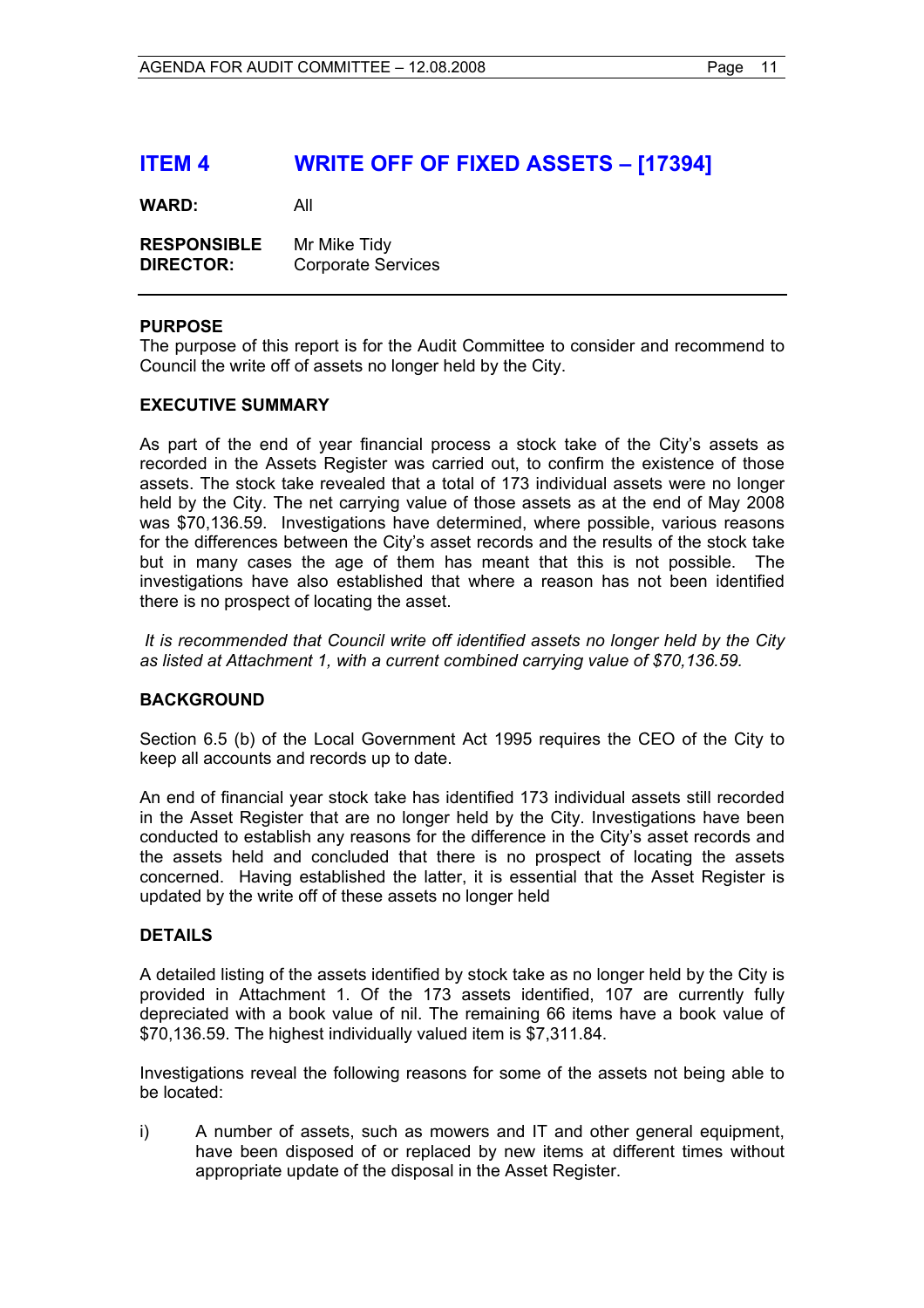# ITEM 4 WRITE OFF OF FIXED ASSETS – [17394]

**WARD:** All

**RESPONSIBLE DIRECTOR:** Mr Mike Tidy
Corporate Services

---

**PURPOSE**

The purpose of this report is for the Audit Committee to consider and recommend to Council the write off of assets no longer held by the City.

**EXECUTIVE SUMMARY**

As part of the end of year financial process a stock take of the City's assets as recorded in the Assets Register was carried out, to confirm the existence of those assets. The stock take revealed that a total of 173 individual assets were no longer held by the City. The net carrying value of those assets as at the end of May 2008 was $70,136.59. Investigations have determined, where possible, various reasons for the differences between the City's asset records and the results of the stock take but in many cases the age of them has meant that this is not possible. The investigations have also established that where a reason has not been identified there is no prospect of locating the asset.

*It is recommended that Council write off identified assets no longer held by the City as listed at Attachment 1, with a current combined carrying value of $70,136.59.*

**BACKGROUND**

Section 6.5 (b) of the Local Government Act 1995 requires the CEO of the City to keep all accounts and records up to date.

An end of financial year stock take has identified 173 individual assets still recorded in the Asset Register that are no longer held by the City. Investigations have been conducted to establish any reasons for the difference in the City's asset records and the assets held and concluded that there is no prospect of locating the assets concerned. Having established the latter, it is essential that the Asset Register is updated by the write off of these assets no longer held

**DETAILS**

A detailed listing of the assets identified by stock take as no longer held by the City is provided in Attachment 1. Of the 173 assets identified, 107 are currently fully depreciated with a book value of nil. The remaining 66 items have a book value of $70,136.59. The highest individually valued item is $7,311.84.

Investigations reveal the following reasons for some of the assets not being able to be located:

i) A number of assets, such as mowers and IT and other general equipment, have been disposed of or replaced by new items at different times without appropriate update of the disposal in the Asset Register.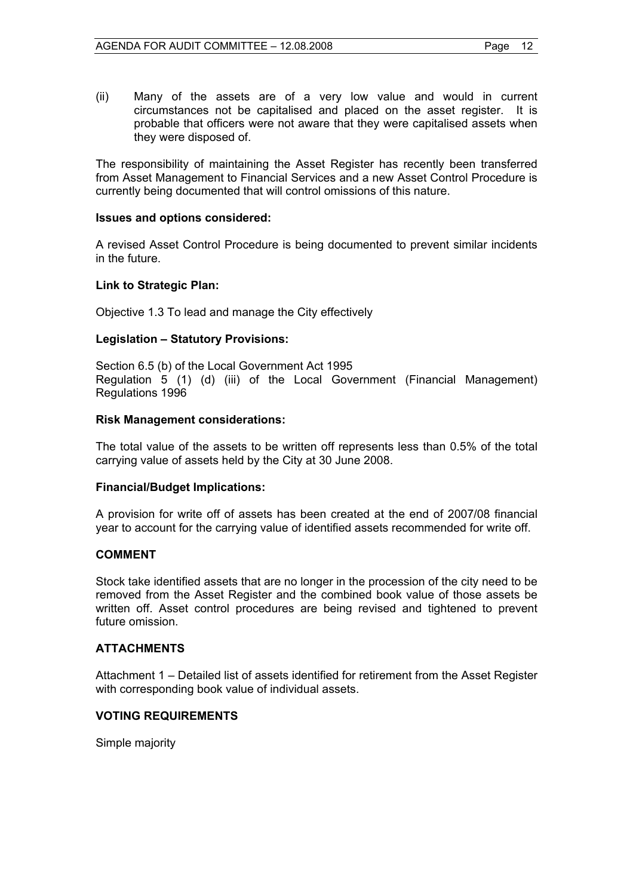(ii) Many of the assets are of a very low value and would in current circumstances not be capitalised and placed on the asset register. It is probable that officers were not aware that they were capitalised assets when they were disposed of.

The responsibility of maintaining the Asset Register has recently been transferred from Asset Management to Financial Services and a new Asset Control Procedure is currently being documented that will control omissions of this nature.

**Issues and options considered:**

A revised Asset Control Procedure is being documented to prevent similar incidents in the future.

**Link to Strategic Plan:**

Objective 1.3 To lead and manage the City effectively

**Legislation – Statutory Provisions:**

Section 6.5 (b) of the Local Government Act 1995
Regulation 5 (1) (d) (iii) of the Local Government (Financial Management) Regulations 1996

**Risk Management considerations:**

The total value of the assets to be written off represents less than 0.5% of the total carrying value of assets held by the City at 30 June 2008.

**Financial/Budget Implications:**

A provision for write off of assets has been created at the end of 2007/08 financial year to account for the carrying value of identified assets recommended for write off.

## COMMENT

Stock take identified assets that are no longer in the procession of the city need to be removed from the Asset Register and the combined book value of those assets be written off. Asset control procedures are being revised and tightened to prevent future omission.

## ATTACHMENTS

Attachment 1 – Detailed list of assets identified for retirement from the Asset Register with corresponding book value of individual assets.

## VOTING REQUIREMENTS

Simple majority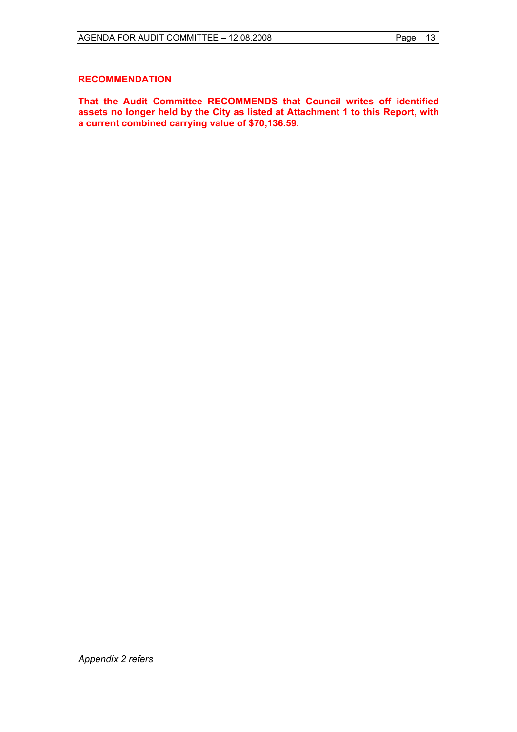**RECOMMENDATION**

**That the Audit Committee RECOMMENDS that Council writes off identified assets no longer held by the City as listed at Attachment 1 to this Report, with a current combined carrying value of $70,136.59.**

*Appendix 2 refers*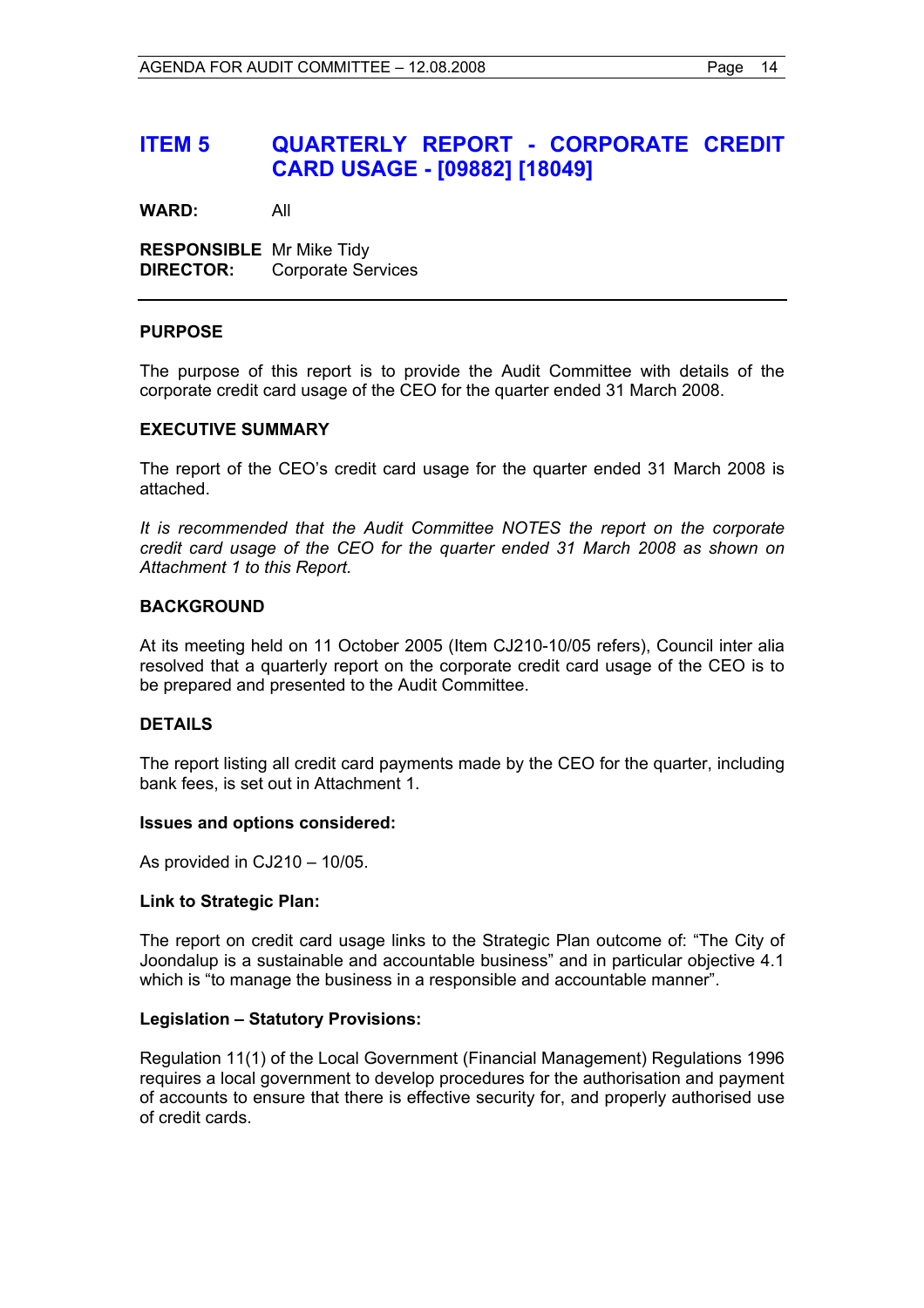# ITEM 5 QUARTERLY REPORT - CORPORATE CREDIT CARD USAGE - [09882] [18049]

**WARD:** All

**RESPONSIBLE DIRECTOR:** Mr Mike Tidy
Corporate Services

---

### PURPOSE

The purpose of this report is to provide the Audit Committee with details of the corporate credit card usage of the CEO for the quarter ended 31 March 2008.

### EXECUTIVE SUMMARY

The report of the CEO's credit card usage for the quarter ended 31 March 2008 is attached.

*It is recommended that the Audit Committee NOTES the report on the corporate credit card usage of the CEO for the quarter ended 31 March 2008 as shown on Attachment 1 to this Report.*

### BACKGROUND

At its meeting held on 11 October 2005 (Item CJ210-10/05 refers), Council inter alia resolved that a quarterly report on the corporate credit card usage of the CEO is to be prepared and presented to the Audit Committee.

### DETAILS

The report listing all credit card payments made by the CEO for the quarter, including bank fees, is set out in Attachment 1.

#### Issues and options considered:

As provided in CJ210 – 10/05.

#### Link to Strategic Plan:

The report on credit card usage links to the Strategic Plan outcome of: "The City of Joondalup is a sustainable and accountable business" and in particular objective 4.1 which is "to manage the business in a responsible and accountable manner".

#### Legislation – Statutory Provisions:

Regulation 11(1) of the Local Government (Financial Management) Regulations 1996 requires a local government to develop procedures for the authorisation and payment of accounts to ensure that there is effective security for, and properly authorised use of credit cards.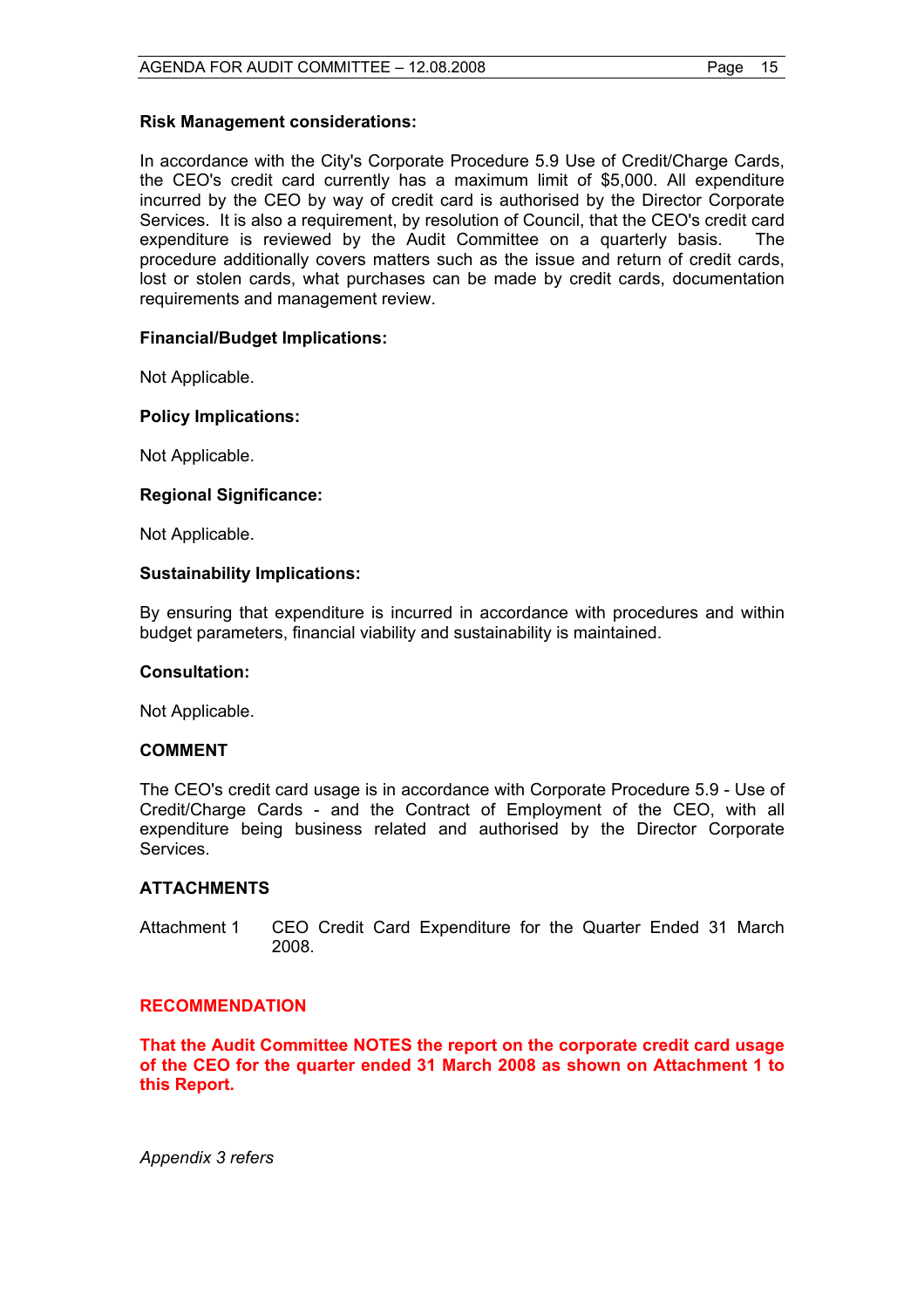**Risk Management considerations:**

In accordance with the City's Corporate Procedure 5.9 Use of Credit/Charge Cards, the CEO's credit card currently has a maximum limit of $5,000. All expenditure incurred by the CEO by way of credit card is authorised by the Director Corporate Services. It is also a requirement, by resolution of Council, that the CEO's credit card expenditure is reviewed by the Audit Committee on a quarterly basis. The procedure additionally covers matters such as the issue and return of credit cards, lost or stolen cards, what purchases can be made by credit cards, documentation requirements and management review.

**Financial/Budget Implications:**

Not Applicable.

**Policy Implications:**

Not Applicable.

**Regional Significance:**

Not Applicable.

**Sustainability Implications:**

By ensuring that expenditure is incurred in accordance with procedures and within budget parameters, financial viability and sustainability is maintained.

**Consultation:**

Not Applicable.

**COMMENT**

The CEO's credit card usage is in accordance with Corporate Procedure 5.9 - Use of Credit/Charge Cards - and the Contract of Employment of the CEO, with all expenditure being business related and authorised by the Director Corporate Services.

**ATTACHMENTS**

Attachment 1 CEO Credit Card Expenditure for the Quarter Ended 31 March 2008.

**RECOMMENDATION**

**That the Audit Committee NOTES the report on the corporate credit card usage of the CEO for the quarter ended 31 March 2008 as shown on Attachment 1 to this Report.**

*Appendix 3 refers*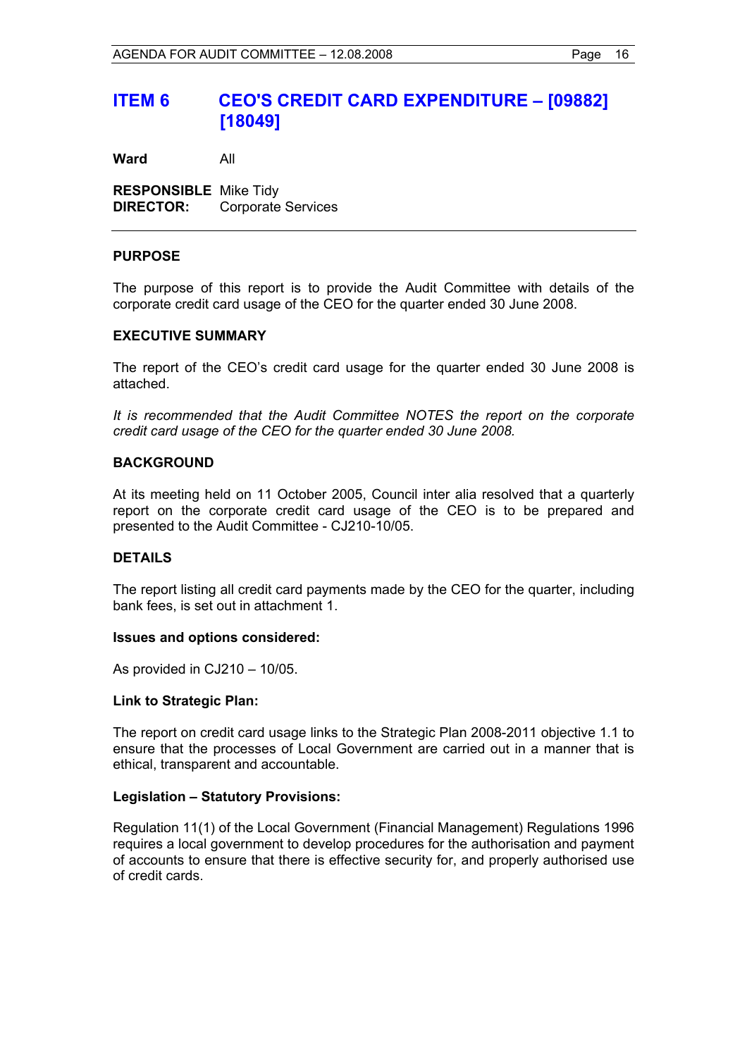# ITEM 6 CEO'S CREDIT CARD EXPENDITURE – [09882] [18049]

**Ward** All

**RESPONSIBLE DIRECTOR:** Mike Tidy
Corporate Services

---

## PURPOSE

The purpose of this report is to provide the Audit Committee with details of the corporate credit card usage of the CEO for the quarter ended 30 June 2008.

## EXECUTIVE SUMMARY

The report of the CEO's credit card usage for the quarter ended 30 June 2008 is attached.

*It is recommended that the Audit Committee NOTES the report on the corporate credit card usage of the CEO for the quarter ended 30 June 2008.*

## BACKGROUND

At its meeting held on 11 October 2005, Council inter alia resolved that a quarterly report on the corporate credit card usage of the CEO is to be prepared and presented to the Audit Committee - CJ210-10/05.

## DETAILS

The report listing all credit card payments made by the CEO for the quarter, including bank fees, is set out in attachment 1.

### Issues and options considered:

As provided in CJ210 – 10/05.

### Link to Strategic Plan:

The report on credit card usage links to the Strategic Plan 2008-2011 objective 1.1 to ensure that the processes of Local Government are carried out in a manner that is ethical, transparent and accountable.

### Legislation – Statutory Provisions:

Regulation 11(1) of the Local Government (Financial Management) Regulations 1996 requires a local government to develop procedures for the authorisation and payment of accounts to ensure that there is effective security for, and properly authorised use of credit cards.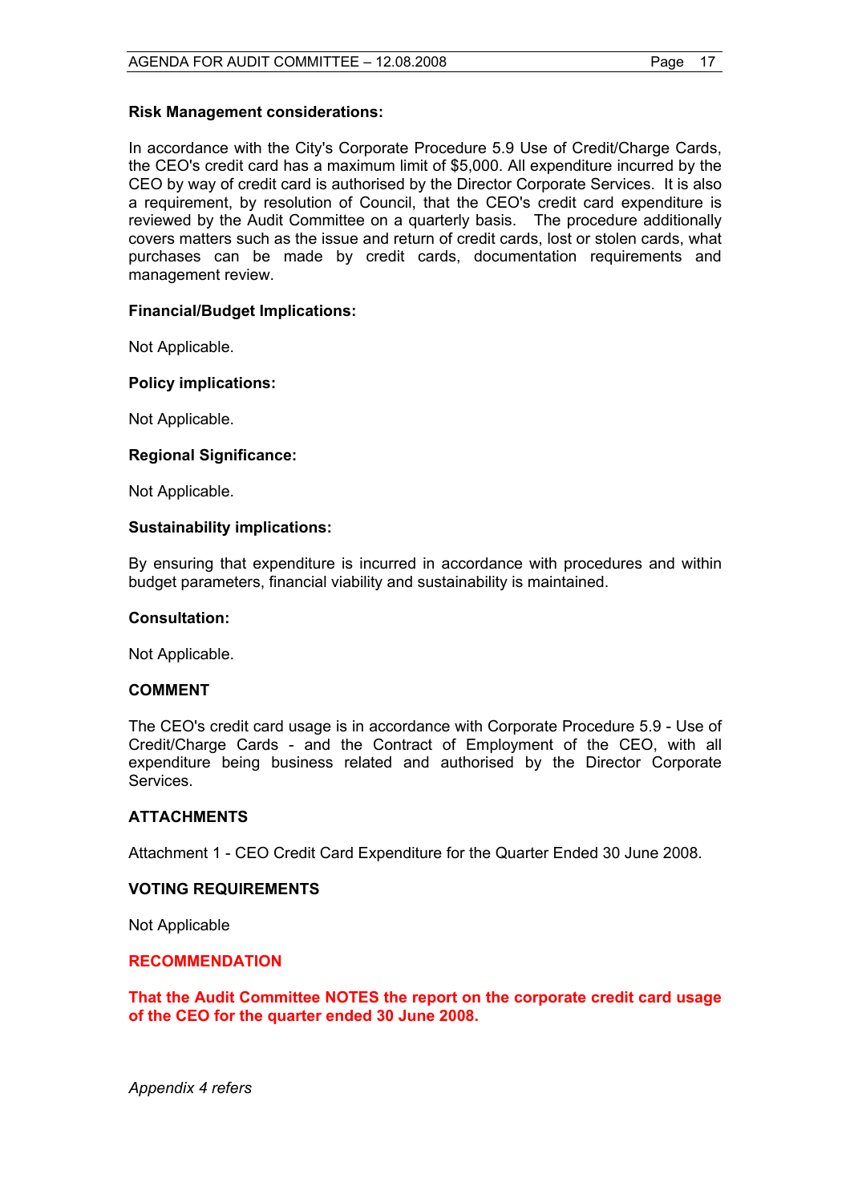**Risk Management considerations:**

In accordance with the City's Corporate Procedure 5.9 Use of Credit/Charge Cards, the CEO's credit card has a maximum limit of $5,000. All expenditure incurred by the CEO by way of credit card is authorised by the Director Corporate Services. It is also a requirement, by resolution of Council, that the CEO's credit card expenditure is reviewed by the Audit Committee on a quarterly basis. The procedure additionally covers matters such as the issue and return of credit cards, lost or stolen cards, what purchases can be made by credit cards, documentation requirements and management review.

**Financial/Budget Implications:**

Not Applicable.

**Policy implications:**

Not Applicable.

**Regional Significance:**

Not Applicable.

**Sustainability implications:**

By ensuring that expenditure is incurred in accordance with procedures and within budget parameters, financial viability and sustainability is maintained.

**Consultation:**

Not Applicable.

**COMMENT**

The CEO's credit card usage is in accordance with Corporate Procedure 5.9 - Use of Credit/Charge Cards - and the Contract of Employment of the CEO, with all expenditure being business related and authorised by the Director Corporate Services.

**ATTACHMENTS**

Attachment 1 - CEO Credit Card Expenditure for the Quarter Ended 30 June 2008.

**VOTING REQUIREMENTS**

Not Applicable

**RECOMMENDATION**

**That the Audit Committee NOTES the report on the corporate credit card usage of the CEO for the quarter ended 30 June 2008.**

*Appendix 4 refers*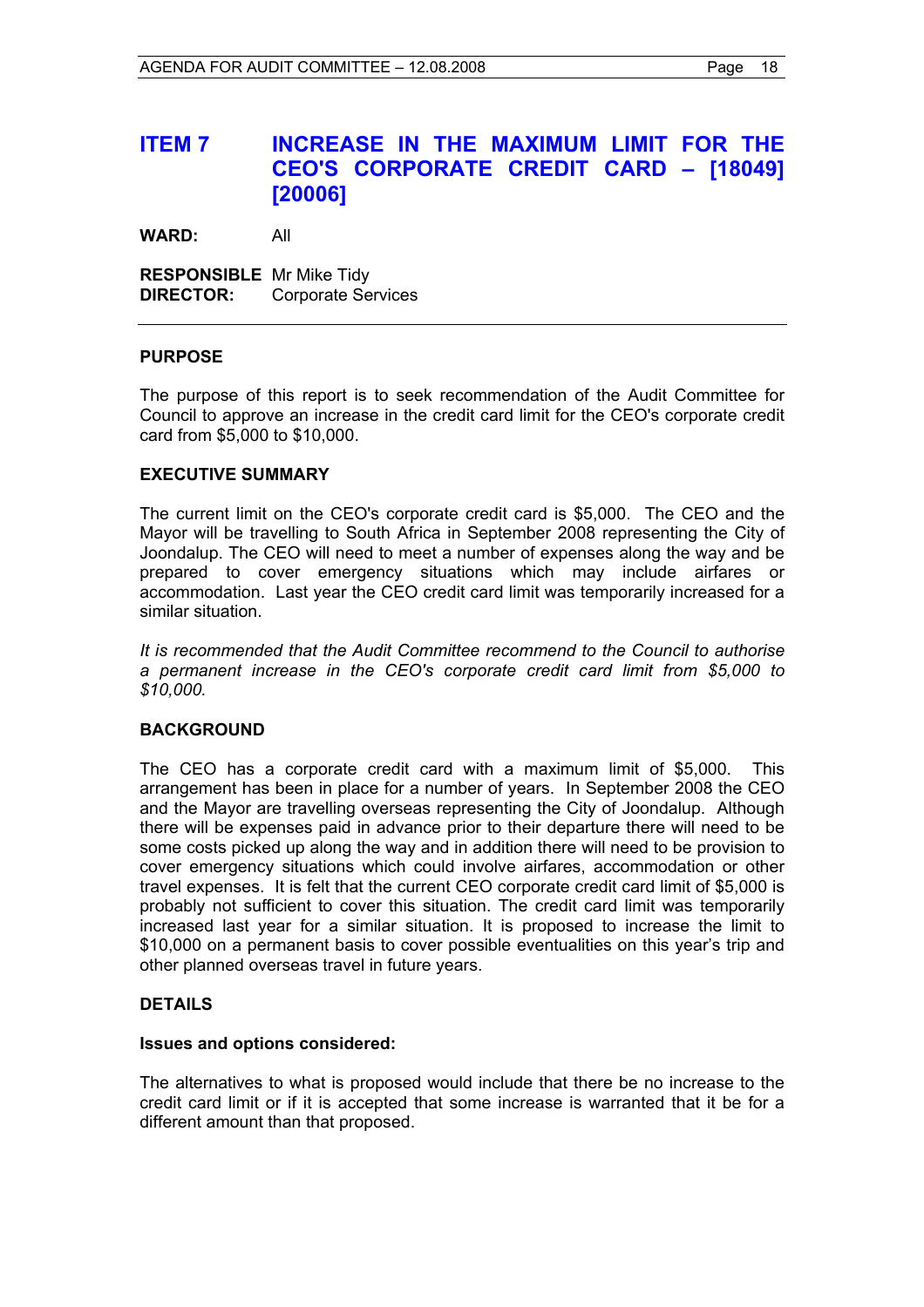## ITEM 7 INCREASE IN THE MAXIMUM LIMIT FOR THE CEO'S CORPORATE CREDIT CARD – [18049] [20006]

**WARD:** All

**RESPONSIBLE DIRECTOR:** Mr Mike Tidy
Corporate Services

---

### PURPOSE

The purpose of this report is to seek recommendation of the Audit Committee for Council to approve an increase in the credit card limit for the CEO's corporate credit card from $5,000 to $10,000.

### EXECUTIVE SUMMARY

The current limit on the CEO's corporate credit card is $5,000. The CEO and the Mayor will be travelling to South Africa in September 2008 representing the City of Joondalup. The CEO will need to meet a number of expenses along the way and be prepared to cover emergency situations which may include airfares or accommodation. Last year the CEO credit card limit was temporarily increased for a similar situation.

*It is recommended that the Audit Committee recommend to the Council to authorise a permanent increase in the CEO's corporate credit card limit from $5,000 to $10,000.*

### BACKGROUND

The CEO has a corporate credit card with a maximum limit of $5,000. This arrangement has been in place for a number of years. In September 2008 the CEO and the Mayor are travelling overseas representing the City of Joondalup. Although there will be expenses paid in advance prior to their departure there will need to be some costs picked up along the way and in addition there will need to be provision to cover emergency situations which could involve airfares, accommodation or other travel expenses. It is felt that the current CEO corporate credit card limit of $5,000 is probably not sufficient to cover this situation. The credit card limit was temporarily increased last year for a similar situation. It is proposed to increase the limit to $10,000 on a permanent basis to cover possible eventualities on this year's trip and other planned overseas travel in future years.

### DETAILS

**Issues and options considered:**

The alternatives to what is proposed would include that there be no increase to the credit card limit or if it is accepted that some increase is warranted that it be for a different amount than that proposed.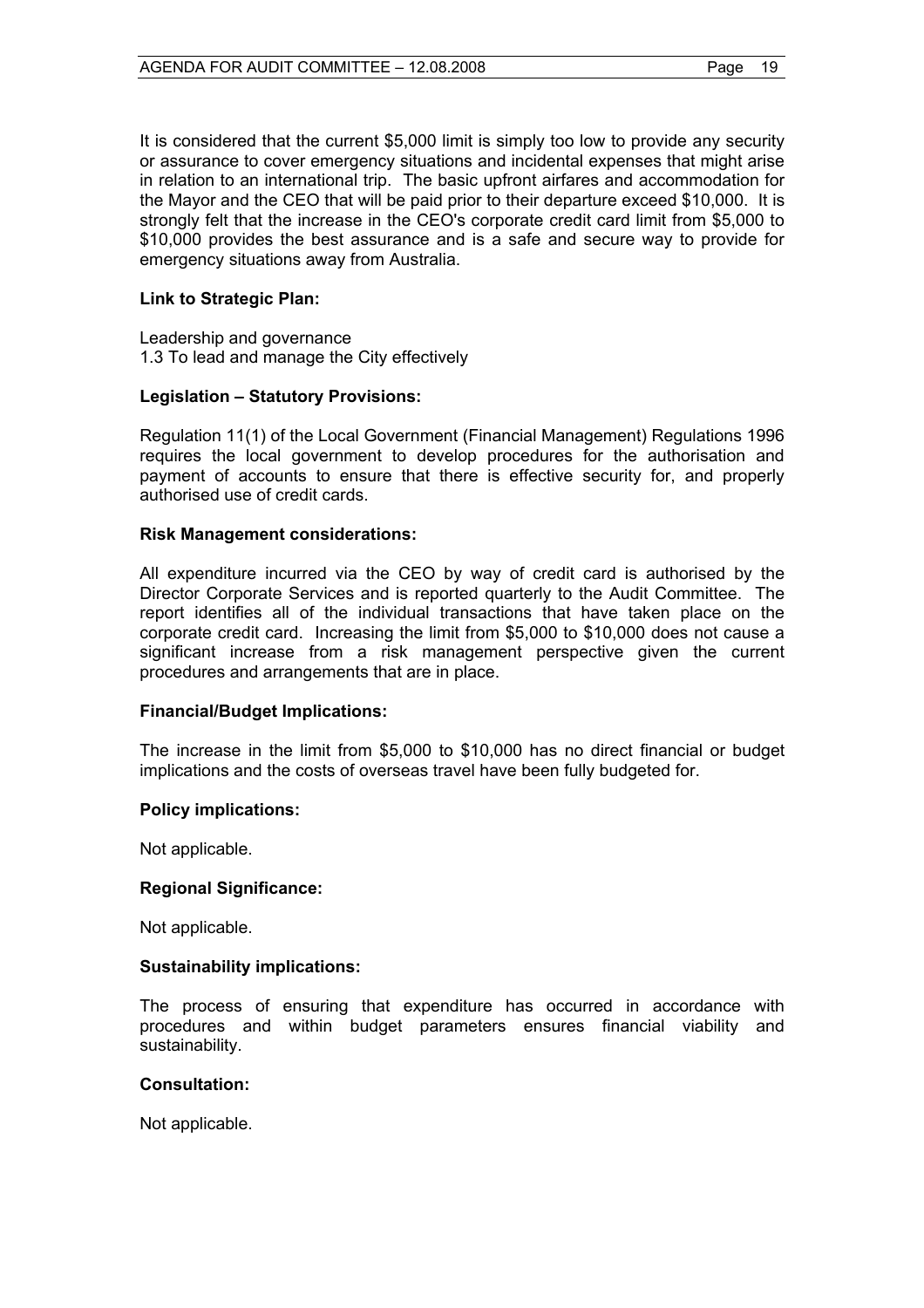It is considered that the current $5,000 limit is simply too low to provide any security or assurance to cover emergency situations and incidental expenses that might arise in relation to an international trip. The basic upfront airfares and accommodation for the Mayor and the CEO that will be paid prior to their departure exceed $10,000. It is strongly felt that the increase in the CEO's corporate credit card limit from $5,000 to $10,000 provides the best assurance and is a safe and secure way to provide for emergency situations away from Australia.

**Link to Strategic Plan:**

Leadership and governance
1.3 To lead and manage the City effectively

**Legislation – Statutory Provisions:**

Regulation 11(1) of the Local Government (Financial Management) Regulations 1996 requires the local government to develop procedures for the authorisation and payment of accounts to ensure that there is effective security for, and properly authorised use of credit cards.

**Risk Management considerations:**

All expenditure incurred via the CEO by way of credit card is authorised by the Director Corporate Services and is reported quarterly to the Audit Committee. The report identifies all of the individual transactions that have taken place on the corporate credit card. Increasing the limit from $5,000 to $10,000 does not cause a significant increase from a risk management perspective given the current procedures and arrangements that are in place.

**Financial/Budget Implications:**

The increase in the limit from $5,000 to $10,000 has no direct financial or budget implications and the costs of overseas travel have been fully budgeted for.

**Policy implications:**

Not applicable.

**Regional Significance:**

Not applicable.

**Sustainability implications:**

The process of ensuring that expenditure has occurred in accordance with procedures and within budget parameters ensures financial viability and sustainability.

**Consultation:**

Not applicable.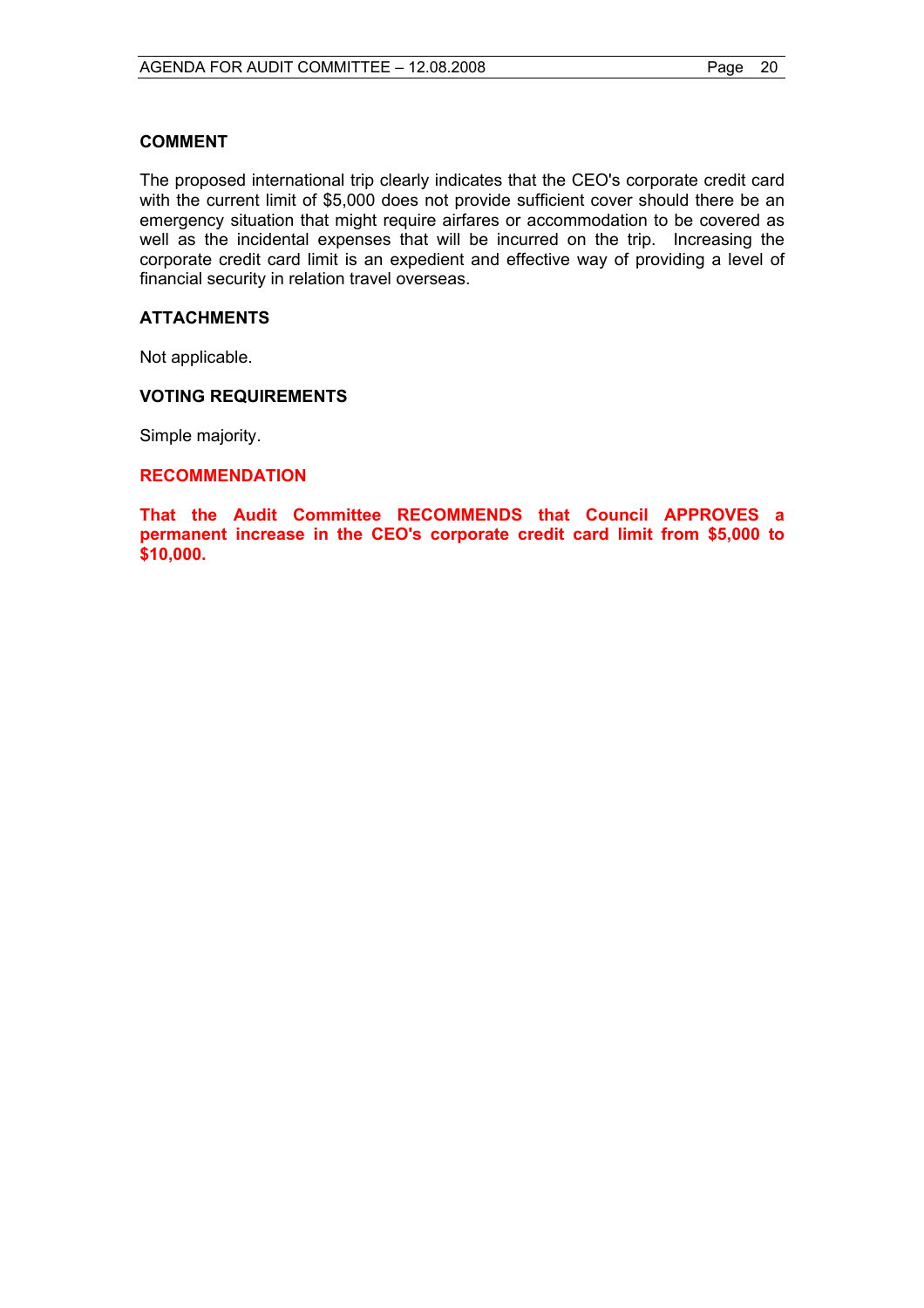## COMMENT

The proposed international trip clearly indicates that the CEO's corporate credit card with the current limit of $5,000 does not provide sufficient cover should there be an emergency situation that might require airfares or accommodation to be covered as well as the incidental expenses that will be incurred on the trip. Increasing the corporate credit card limit is an expedient and effective way of providing a level of financial security in relation travel overseas.

## ATTACHMENTS

Not applicable.

## VOTING REQUIREMENTS

Simple majority.

## RECOMMENDATION

**That the Audit Committee RECOMMENDS that Council APPROVES a permanent increase in the CEO's corporate credit card limit from $5,000 to $10,000.**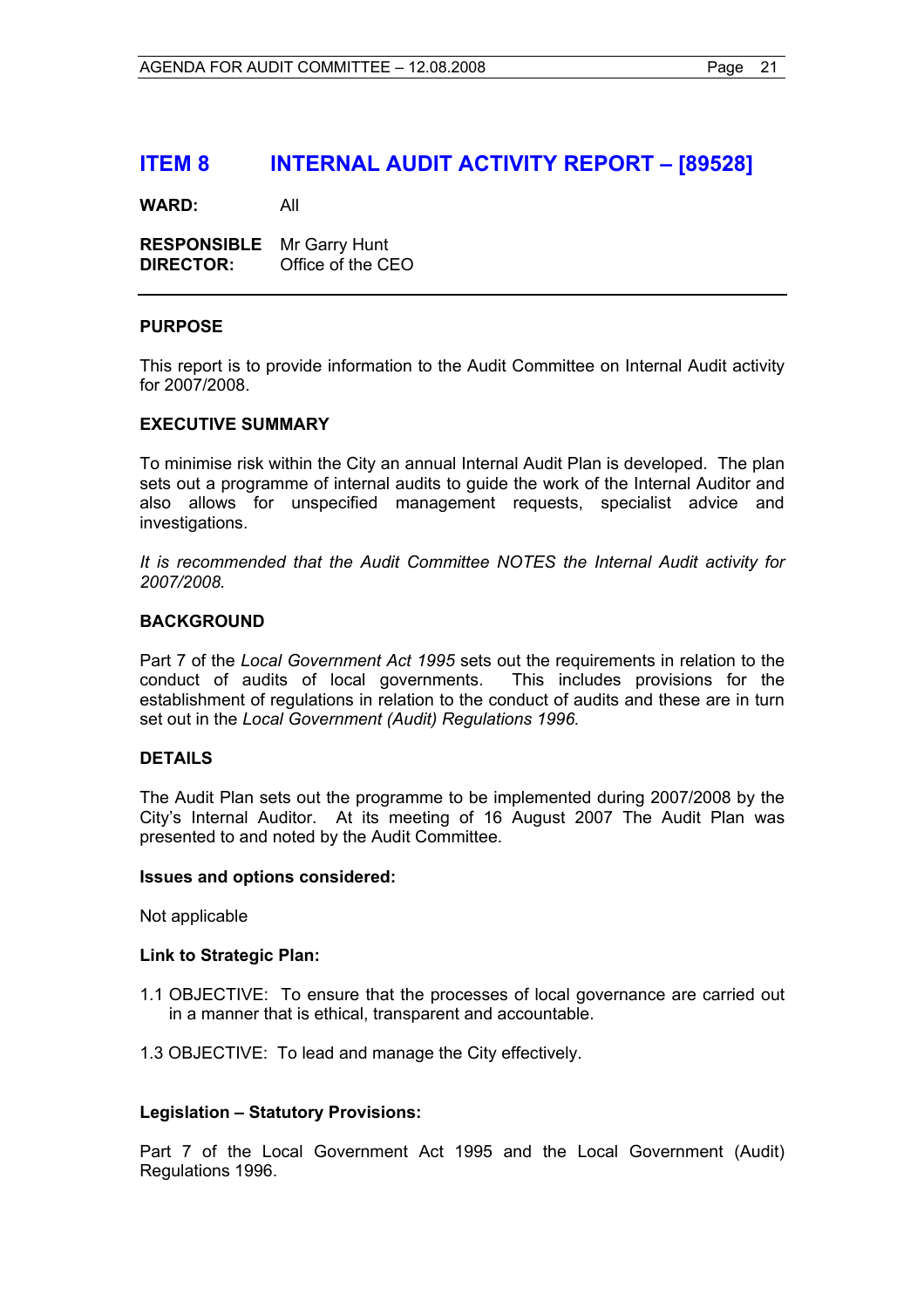# ITEM 8 INTERNAL AUDIT ACTIVITY REPORT – [89528]

**WARD:** All

**RESPONSIBLE DIRECTOR:** Mr Garry Hunt
Office of the CEO

---

### PURPOSE

This report is to provide information to the Audit Committee on Internal Audit activity for 2007/2008.

### EXECUTIVE SUMMARY

To minimise risk within the City an annual Internal Audit Plan is developed. The plan sets out a programme of internal audits to guide the work of the Internal Auditor and also allows for unspecified management requests, specialist advice and investigations.

*It is recommended that the Audit Committee NOTES the Internal Audit activity for 2007/2008.*

### BACKGROUND

Part 7 of the *Local Government Act 1995* sets out the requirements in relation to the conduct of audits of local governments. This includes provisions for the establishment of regulations in relation to the conduct of audits and these are in turn set out in the *Local Government (Audit) Regulations 1996.*

### DETAILS

The Audit Plan sets out the programme to be implemented during 2007/2008 by the City's Internal Auditor. At its meeting of 16 August 2007 The Audit Plan was presented to and noted by the Audit Committee.

**Issues and options considered:**

Not applicable

**Link to Strategic Plan:**

1.1 OBJECTIVE: To ensure that the processes of local governance are carried out in a manner that is ethical, transparent and accountable.

1.3 OBJECTIVE: To lead and manage the City effectively.

**Legislation – Statutory Provisions:**

Part 7 of the Local Government Act 1995 and the Local Government (Audit) Regulations 1996.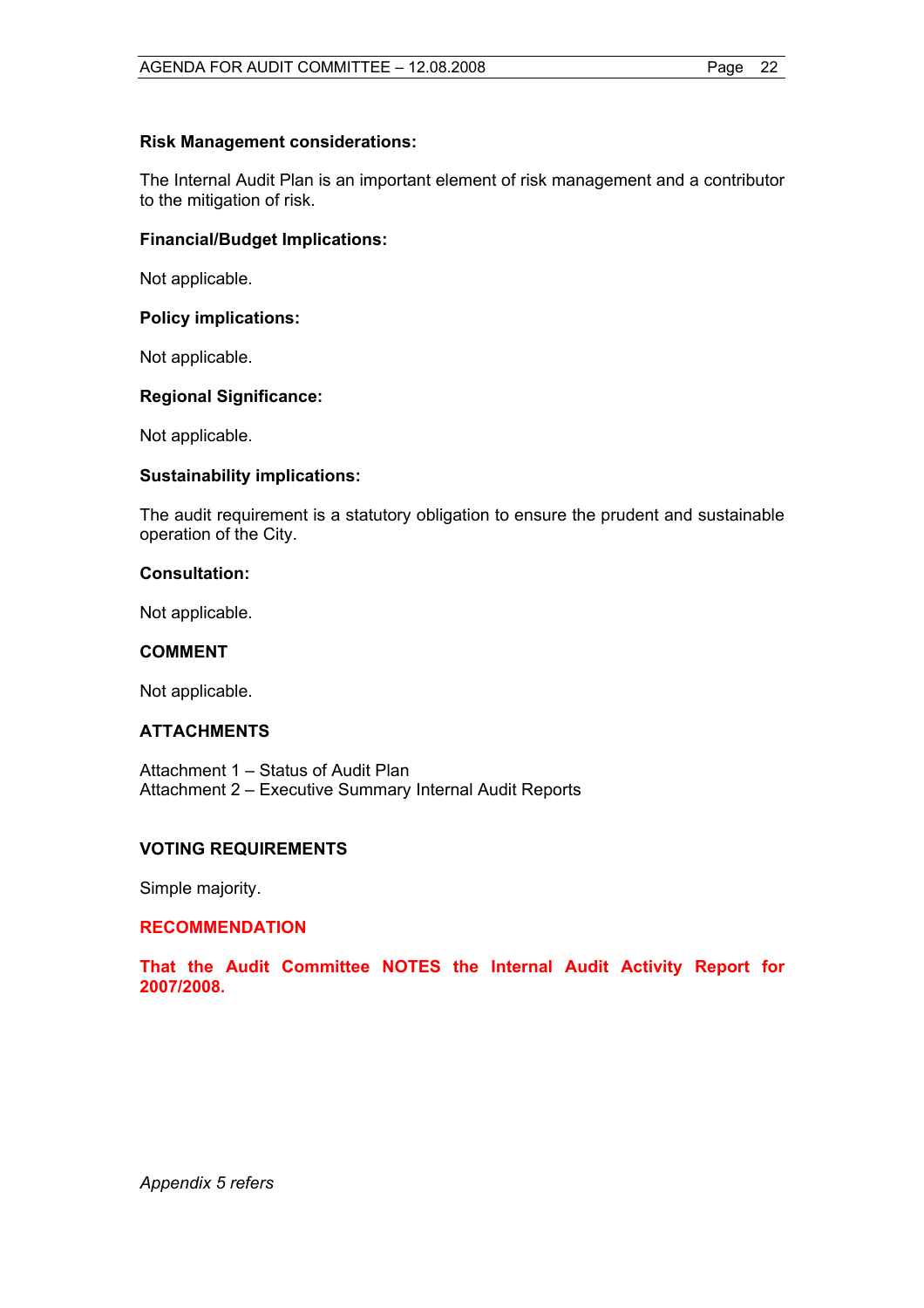**Risk Management considerations:**

The Internal Audit Plan is an important element of risk management and a contributor to the mitigation of risk.

**Financial/Budget Implications:**

Not applicable.

**Policy implications:**

Not applicable.

**Regional Significance:**

Not applicable.

**Sustainability implications:**

The audit requirement is a statutory obligation to ensure the prudent and sustainable operation of the City.

**Consultation:**

Not applicable.

## COMMENT

Not applicable.

## ATTACHMENTS

Attachment 1 – Status of Audit Plan
Attachment 2 – Executive Summary Internal Audit Reports

## VOTING REQUIREMENTS

Simple majority.

## RECOMMENDATION

**That the Audit Committee NOTES the Internal Audit Activity Report for 2007/2008.**

*Appendix 5 refers*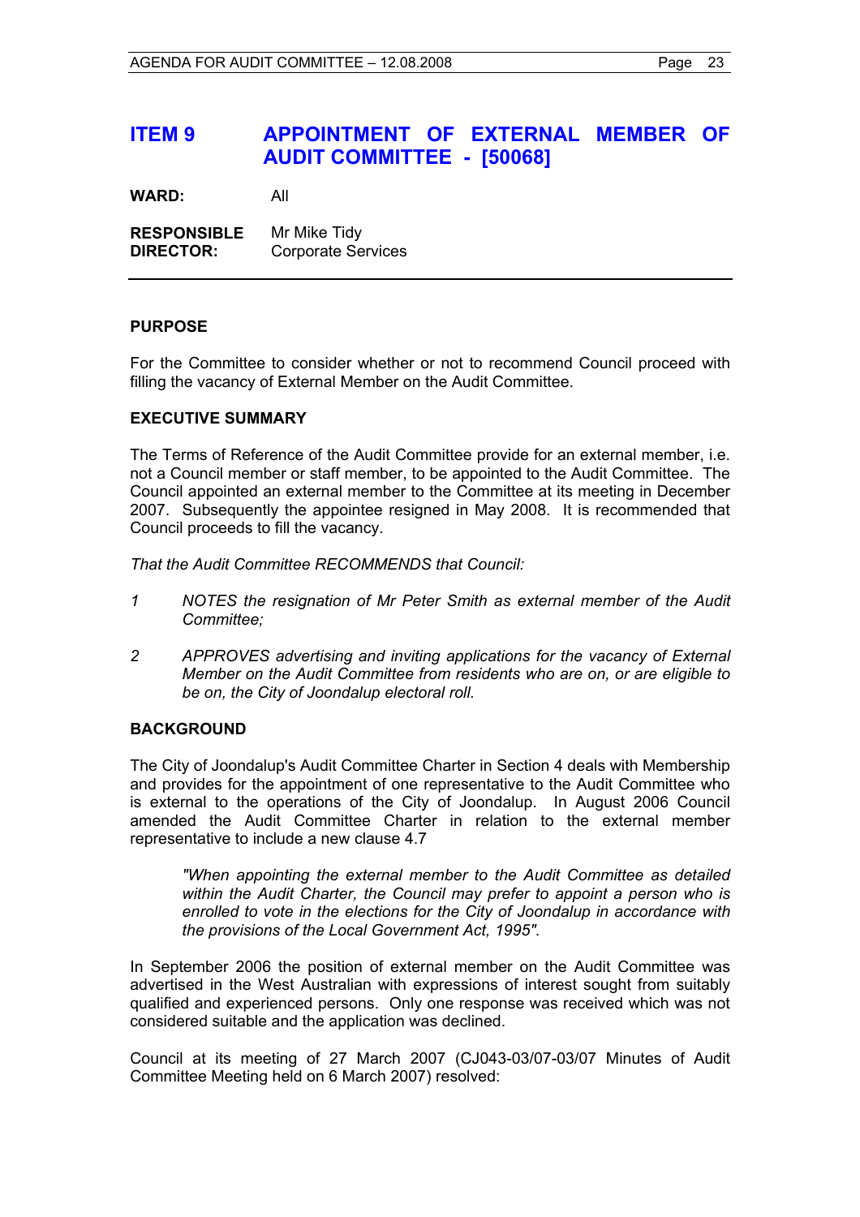# ITEM 9 APPOINTMENT OF EXTERNAL MEMBER OF AUDIT COMMITTEE - [50068]

**WARD:** All

**RESPONSIBLE DIRECTOR:** Mr Mike Tidy
Corporate Services

## PURPOSE

For the Committee to consider whether or not to recommend Council proceed with filling the vacancy of External Member on the Audit Committee.

## EXECUTIVE SUMMARY

The Terms of Reference of the Audit Committee provide for an external member, i.e. not a Council member or staff member, to be appointed to the Audit Committee. The Council appointed an external member to the Committee at its meeting in December 2007. Subsequently the appointee resigned in May 2008. It is recommended that Council proceeds to fill the vacancy.

*That the Audit Committee RECOMMENDS that Council:*

1. *NOTES the resignation of Mr Peter Smith as external member of the Audit Committee;*
2. *APPROVES advertising and inviting applications for the vacancy of External Member on the Audit Committee from residents who are on, or are eligible to be on, the City of Joondalup electoral roll.*

## BACKGROUND

The City of Joondalup's Audit Committee Charter in Section 4 deals with Membership and provides for the appointment of one representative to the Audit Committee who is external to the operations of the City of Joondalup. In August 2006 Council amended the Audit Committee Charter in relation to the external member representative to include a new clause 4.7

> *"When appointing the external member to the Audit Committee as detailed within the Audit Charter, the Council may prefer to appoint a person who is enrolled to vote in the elections for the City of Joondalup in accordance with the provisions of the Local Government Act, 1995".*

In September 2006 the position of external member on the Audit Committee was advertised in the West Australian with expressions of interest sought from suitably qualified and experienced persons. Only one response was received which was not considered suitable and the application was declined.

Council at its meeting of 27 March 2007 (CJ043-03/07-03/07 Minutes of Audit Committee Meeting held on 6 March 2007) resolved: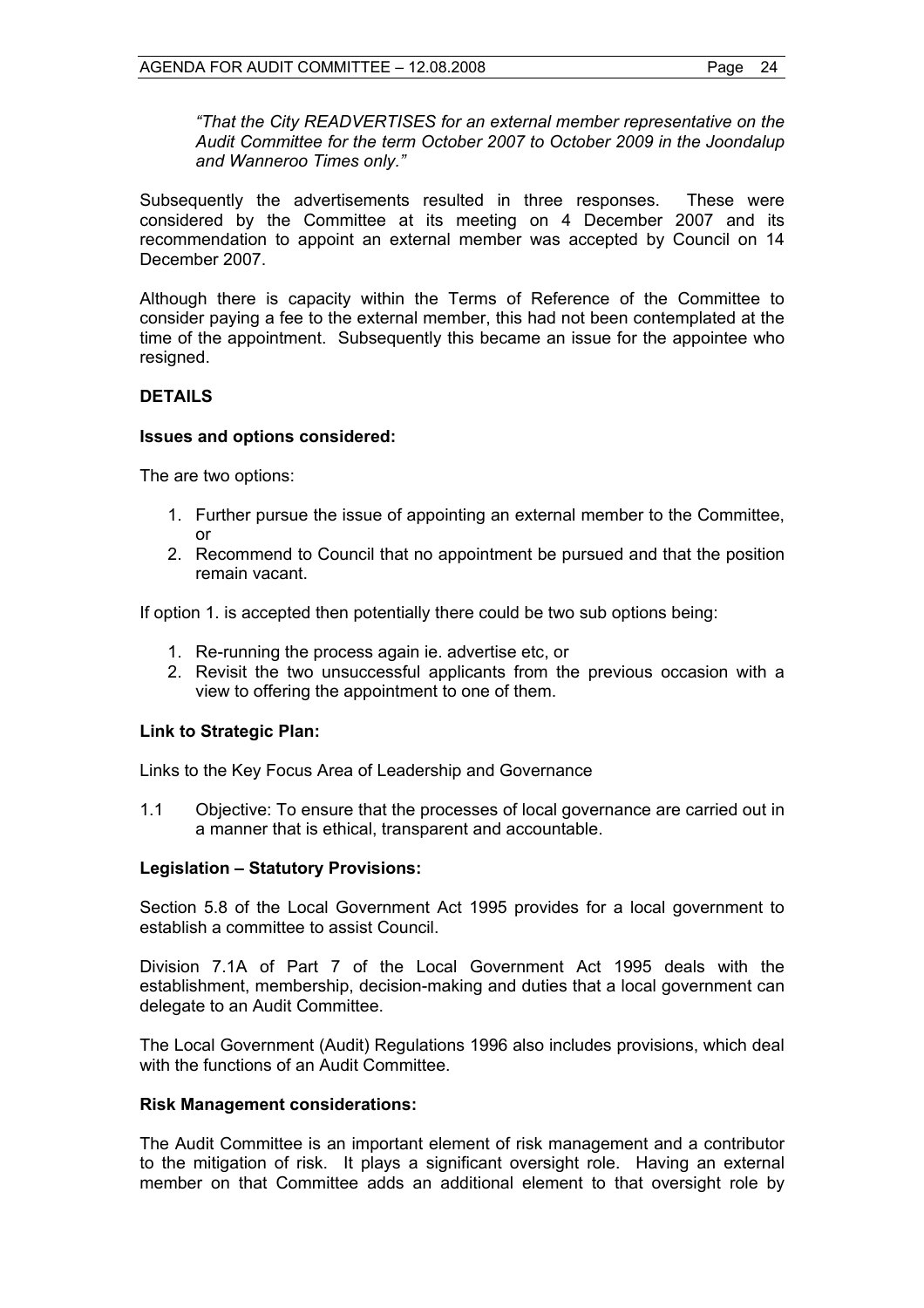*"That the City READVERTISES for an external member representative on the Audit Committee for the term October 2007 to October 2009 in the Joondalup and Wanneroo Times only."*

Subsequently the advertisements resulted in three responses. These were considered by the Committee at its meeting on 4 December 2007 and its recommendation to appoint an external member was accepted by Council on 14 December 2007.

Although there is capacity within the Terms of Reference of the Committee to consider paying a fee to the external member, this had not been contemplated at the time of the appointment. Subsequently this became an issue for the appointee who resigned.

**DETAILS**

**Issues and options considered:**

The are two options:

1. Further pursue the issue of appointing an external member to the Committee, or
2. Recommend to Council that no appointment be pursued and that the position remain vacant.

If option 1. is accepted then potentially there could be two sub options being:

1. Re-running the process again ie. advertise etc, or
2. Revisit the two unsuccessful applicants from the previous occasion with a view to offering the appointment to one of them.

**Link to Strategic Plan:**

Links to the Key Focus Area of Leadership and Governance

1.1 Objective: To ensure that the processes of local governance are carried out in a manner that is ethical, transparent and accountable.

**Legislation – Statutory Provisions:**

Section 5.8 of the Local Government Act 1995 provides for a local government to establish a committee to assist Council.

Division 7.1A of Part 7 of the Local Government Act 1995 deals with the establishment, membership, decision-making and duties that a local government can delegate to an Audit Committee.

The Local Government (Audit) Regulations 1996 also includes provisions, which deal with the functions of an Audit Committee.

**Risk Management considerations:**

The Audit Committee is an important element of risk management and a contributor to the mitigation of risk. It plays a significant oversight role. Having an external member on that Committee adds an additional element to that oversight role by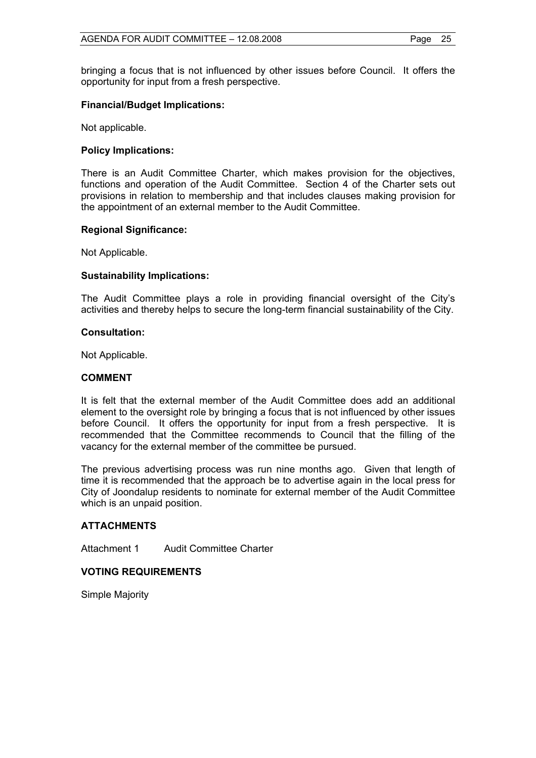bringing a focus that is not influenced by other issues before Council. It offers the opportunity for input from a fresh perspective.

**Financial/Budget Implications:**

Not applicable.

**Policy Implications:**

There is an Audit Committee Charter, which makes provision for the objectives, functions and operation of the Audit Committee. Section 4 of the Charter sets out provisions in relation to membership and that includes clauses making provision for the appointment of an external member to the Audit Committee.

**Regional Significance:**

Not Applicable.

**Sustainability Implications:**

The Audit Committee plays a role in providing financial oversight of the City's activities and thereby helps to secure the long-term financial sustainability of the City.

**Consultation:**

Not Applicable.

## COMMENT

It is felt that the external member of the Audit Committee does add an additional element to the oversight role by bringing a focus that is not influenced by other issues before Council. It offers the opportunity for input from a fresh perspective. It is recommended that the Committee recommends to Council that the filling of the vacancy for the external member of the committee be pursued.

The previous advertising process was run nine months ago. Given that length of time it is recommended that the approach be to advertise again in the local press for City of Joondalup residents to nominate for external member of the Audit Committee which is an unpaid position.

## ATTACHMENTS

Attachment 1 Audit Committee Charter

## VOTING REQUIREMENTS

Simple Majority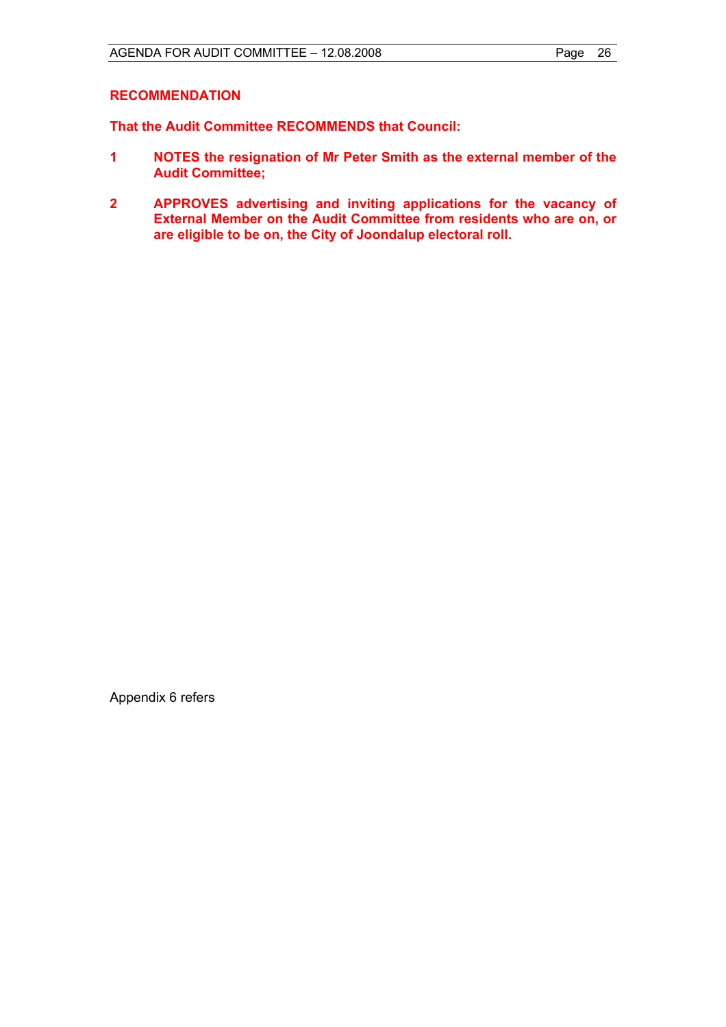**RECOMMENDATION**

**That the Audit Committee RECOMMENDS that Council:**

1. **NOTES the resignation of Mr Peter Smith as the external member of the Audit Committee;**

2. **APPROVES advertising and inviting applications for the vacancy of External Member on the Audit Committee from residents who are on, or are eligible to be on, the City of Joondalup electoral roll.**

Appendix 6 refers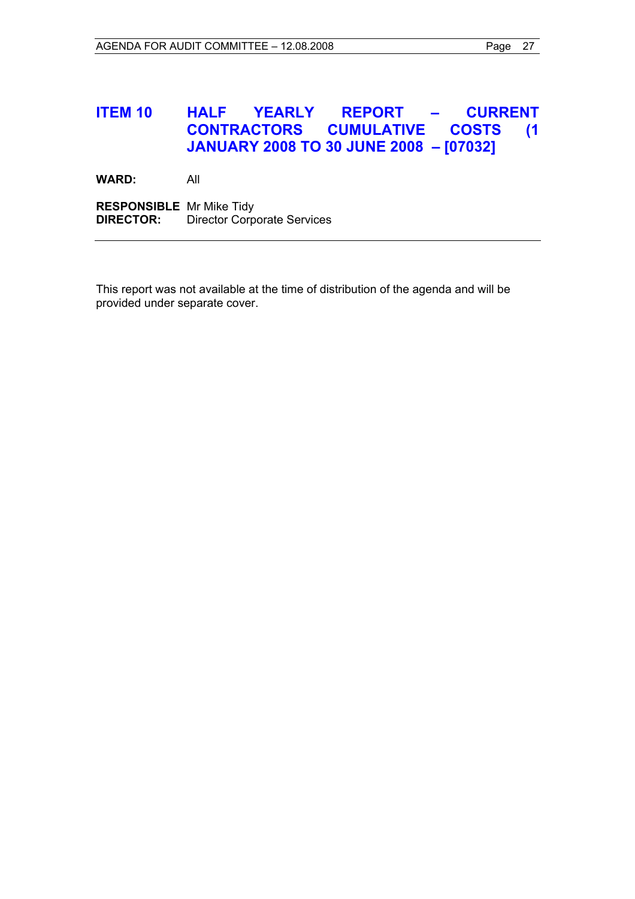# ITEM 10 HALF YEARLY REPORT – CURRENT CONTRACTORS CUMULATIVE COSTS (1 JANUARY 2008 TO 30 JUNE 2008 – [07032]

**WARD:** All

**RESPONSIBLE DIRECTOR:** Mr Mike Tidy
Director Corporate Services

---

This report was not available at the time of distribution of the agenda and will be provided under separate cover.